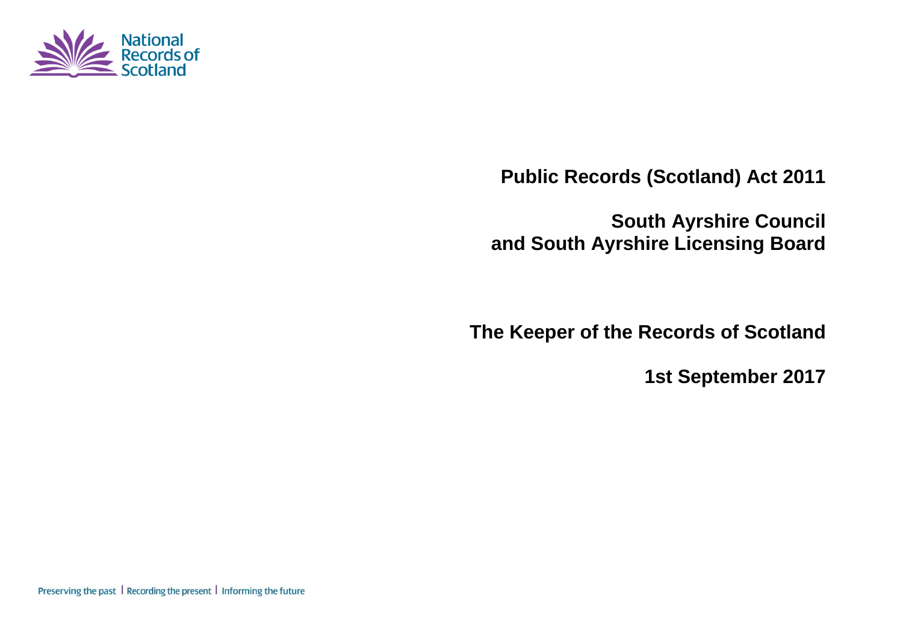National Records of Scotland

# Public Records (Scotland) Act 2011

# South Ayrshire Council and South Ayrshire Licensing Board

## The Keeper of the Records of Scotland

## 1st September 2017

Preserving the past | Recording the present | Informing the future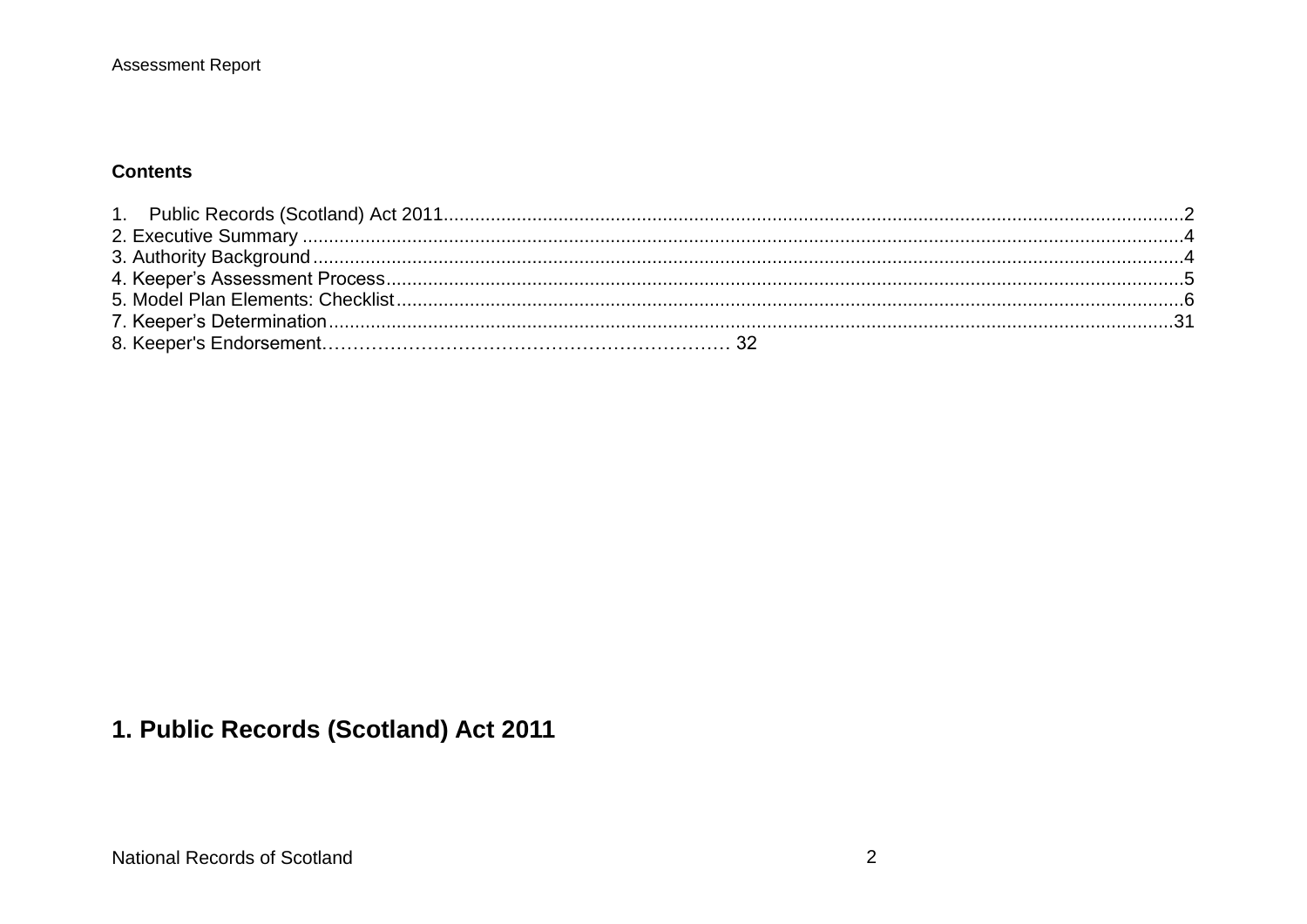**Contents**

1. Public Records (Scotland) Act 2011.....2
2. Executive Summary .....4
3. Authority Background.....4
4. Keeper's Assessment Process.....5
5. Model Plan Elements: Checklist.....6
7. Keeper's Determination.....31
8. Keeper's Endorsement……………………………………………………… 32

## 1. Public Records (Scotland) Act 2011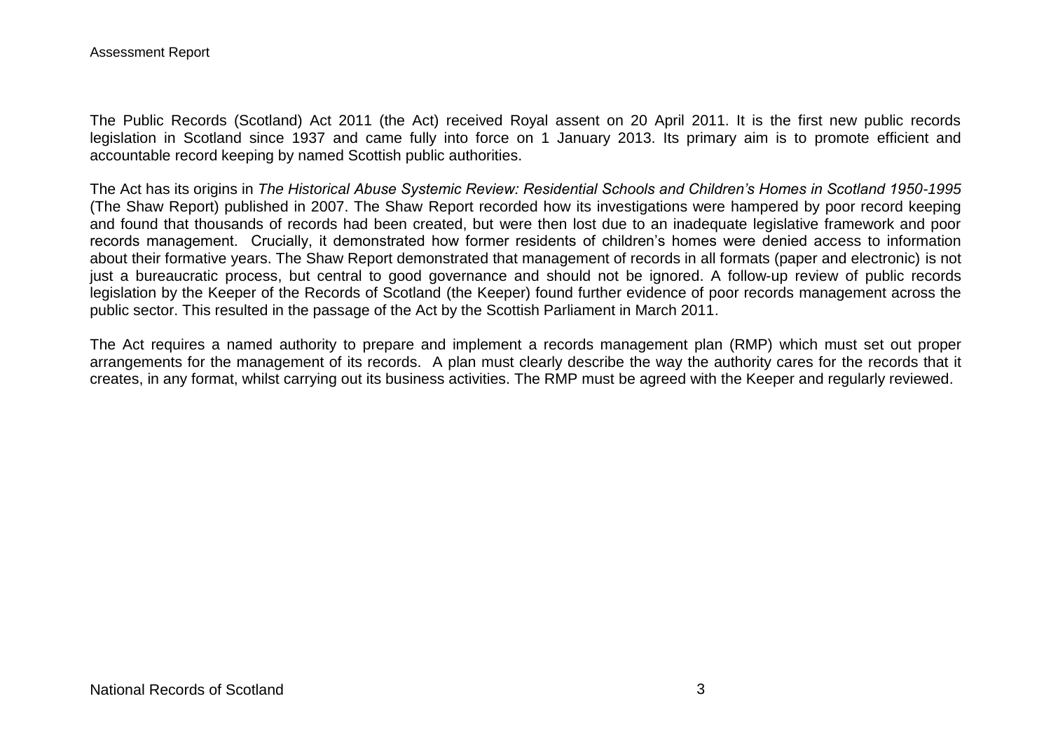The Public Records (Scotland) Act 2011 (the Act) received Royal assent on 20 April 2011. It is the first new public records legislation in Scotland since 1937 and came fully into force on 1 January 2013. Its primary aim is to promote efficient and accountable record keeping by named Scottish public authorities.

The Act has its origins in *The Historical Abuse Systemic Review: Residential Schools and Children's Homes in Scotland 1950-1995* (The Shaw Report) published in 2007. The Shaw Report recorded how its investigations were hampered by poor record keeping and found that thousands of records had been created, but were then lost due to an inadequate legislative framework and poor records management. Crucially, it demonstrated how former residents of children's homes were denied access to information about their formative years. The Shaw Report demonstrated that management of records in all formats (paper and electronic) is not just a bureaucratic process, but central to good governance and should not be ignored. A follow-up review of public records legislation by the Keeper of the Records of Scotland (the Keeper) found further evidence of poor records management across the public sector. This resulted in the passage of the Act by the Scottish Parliament in March 2011.

The Act requires a named authority to prepare and implement a records management plan (RMP) which must set out proper arrangements for the management of its records. A plan must clearly describe the way the authority cares for the records that it creates, in any format, whilst carrying out its business activities. The RMP must be agreed with the Keeper and regularly reviewed.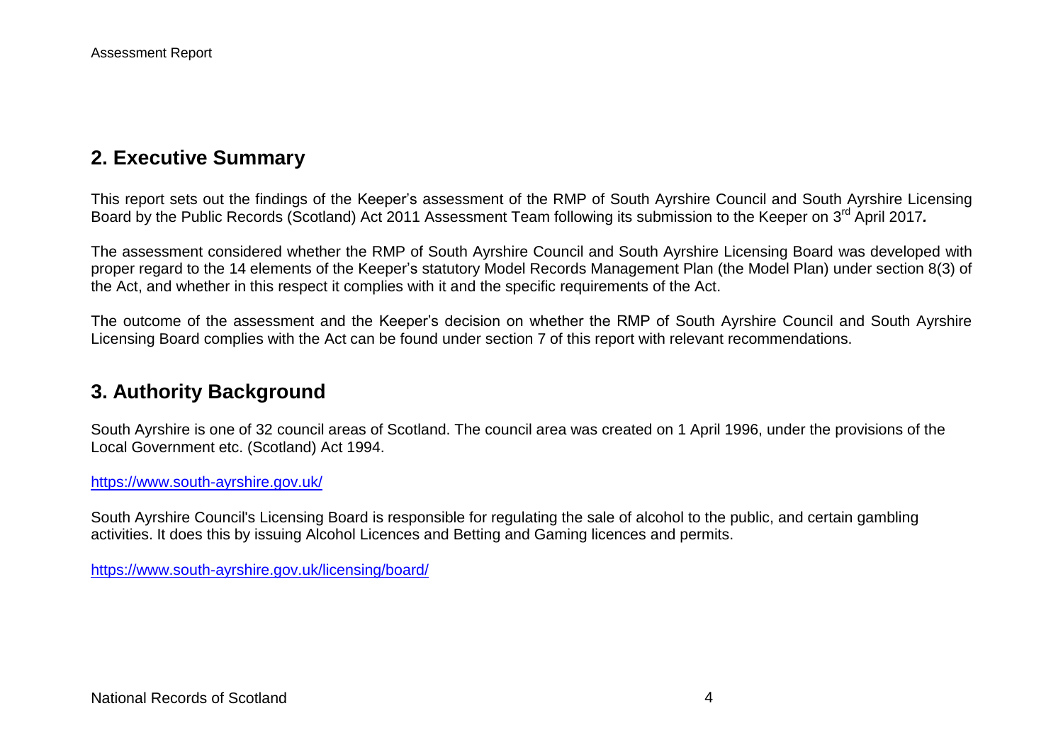## 2. Executive Summary

This report sets out the findings of the Keeper's assessment of the RMP of South Ayrshire Council and South Ayrshire Licensing Board by the Public Records (Scotland) Act 2011 Assessment Team following its submission to the Keeper on 3rd April 2017***.***

The assessment considered whether the RMP of South Ayrshire Council and South Ayrshire Licensing Board was developed with proper regard to the 14 elements of the Keeper's statutory Model Records Management Plan (the Model Plan) under section 8(3) of the Act, and whether in this respect it complies with it and the specific requirements of the Act.

The outcome of the assessment and the Keeper's decision on whether the RMP of South Ayrshire Council and South Ayrshire Licensing Board complies with the Act can be found under section 7 of this report with relevant recommendations.

## 3. Authority Background

South Ayrshire is one of 32 council areas of Scotland. The council area was created on 1 April 1996, under the provisions of the Local Government etc. (Scotland) Act 1994.

https://www.south-ayrshire.gov.uk/

South Ayrshire Council's Licensing Board is responsible for regulating the sale of alcohol to the public, and certain gambling activities. It does this by issuing Alcohol Licences and Betting and Gaming licences and permits.

https://www.south-ayrshire.gov.uk/licensing/board/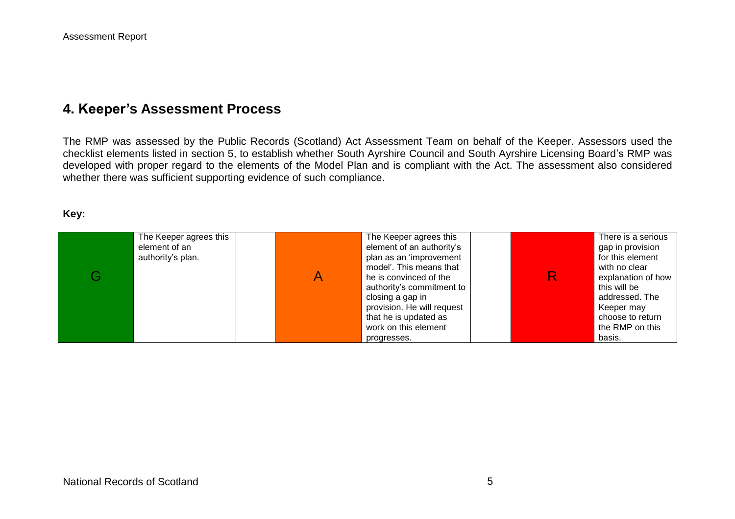## 4. Keeper's Assessment Process

The RMP was assessed by the Public Records (Scotland) Act Assessment Team on behalf of the Keeper. Assessors used the checklist elements listed in section 5, to establish whether South Ayrshire Council and South Ayrshire Licensing Board's RMP was developed with proper regard to the elements of the Model Plan and is compliant with the Act. The assessment also considered whether there was sufficient supporting evidence of such compliance.

**Key:**

| G | The Keeper agrees this element of an authority's plan. | | A | The Keeper agrees this element of an authority's plan as an 'improvement model'. This means that he is convinced of the authority's commitment to closing a gap in provision. He will request that he is updated as work on this element progresses. | | R | There is a serious gap in provision for this element with no clear explanation of how this will be addressed. The Keeper may choose to return the RMP on this basis. |
|---|---|---|---|---|---|---|---|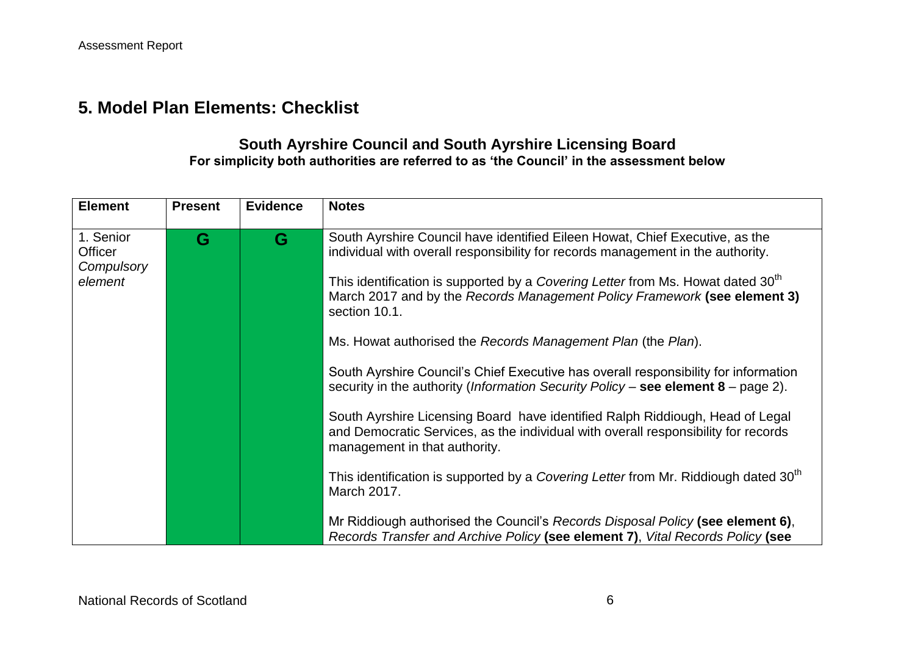## 5. Model Plan Elements: Checklist

### South Ayrshire Council and South Ayrshire Licensing Board

**For simplicity both authorities are referred to as 'the Council' in the assessment below**

| Element | Present | Evidence | Notes |
|---|---|---|---|
| 1. Senior Officer *Compulsory element* | G | G | South Ayrshire Council have identified Eileen Howat, Chief Executive, as the individual with overall responsibility for records management in the authority.<br><br>This identification is supported by a *Covering Letter* from Ms. Howat dated 30th March 2017 and by the *Records Management Policy Framework* **(see element 3)** section 10.1.<br><br>Ms. Howat authorised the *Records Management Plan* (the *Plan*).<br><br>South Ayrshire Council's Chief Executive has overall responsibility for information security in the authority (*Information Security Policy* – **see element 8** – page 2).<br><br>South Ayrshire Licensing Board have identified Ralph Riddiough, Head of Legal and Democratic Services, as the individual with overall responsibility for records management in that authority.<br><br>This identification is supported by a *Covering Letter* from Mr. Riddiough dated 30th March 2017.<br><br>Mr Riddiough authorised the Council's *Records Disposal Policy* **(see element 6)**, *Records Transfer and Archive Policy* **(see element 7)**, *Vital Records Policy* **(see** |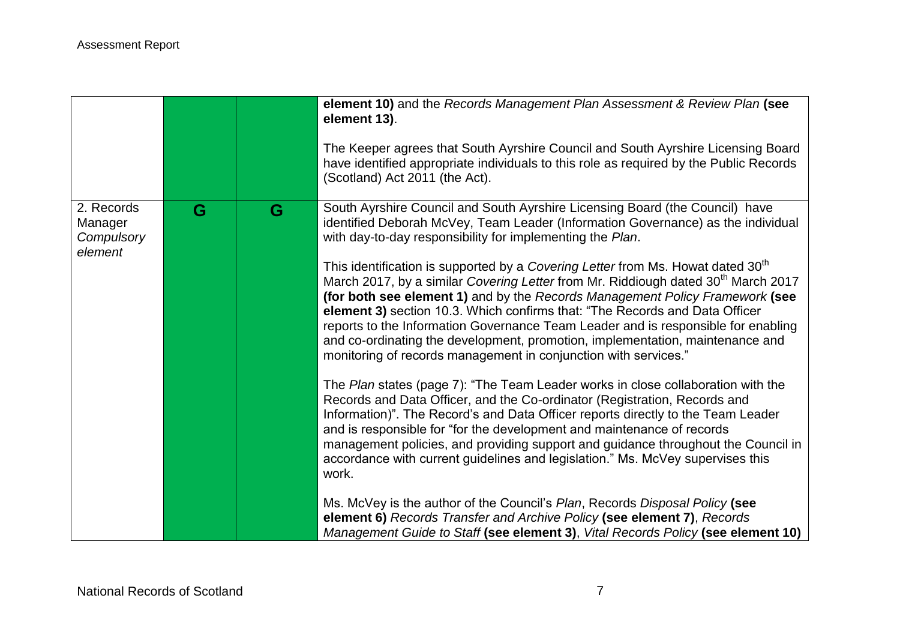| | | | |
|---|---|---|---|
| | | | **element 10)** and the *Records Management Plan Assessment & Review Plan* **(see element 13)**.<br><br>The Keeper agrees that South Ayrshire Council and South Ayrshire Licensing Board have identified appropriate individuals to this role as required by the Public Records (Scotland) Act 2011 (the Act). |
| 2. Records Manager *Compulsory element* | G | G | South Ayrshire Council and South Ayrshire Licensing Board (the Council) have identified Deborah McVey, Team Leader (Information Governance) as the individual with day-to-day responsibility for implementing the *Plan*.<br><br>This identification is supported by a *Covering Letter* from Ms. Howat dated 30th March 2017, by a similar *Covering Letter* from Mr. Riddiough dated 30th March 2017 **(for both see element 1)** and by the *Records Management Policy Framework* **(see element 3)** section 10.3. Which confirms that: "The Records and Data Officer reports to the Information Governance Team Leader and is responsible for enabling and co-ordinating the development, promotion, implementation, maintenance and monitoring of records management in conjunction with services."<br><br>The *Plan* states (page 7): "The Team Leader works in close collaboration with the Records and Data Officer, and the Co-ordinator (Registration, Records and Information)". The Record's and Data Officer reports directly to the Team Leader and is responsible for "for the development and maintenance of records management policies, and providing support and guidance throughout the Council in accordance with current guidelines and legislation." Ms. McVey supervises this work.<br><br>Ms. McVey is the author of the Council's *Plan*, Records *Disposal Policy* **(see element 6)** *Records Transfer and Archive Policy* **(see element 7)**, *Records Management Guide to Staff* **(see element 3)**, *Vital Records Policy* **(see element 10)** |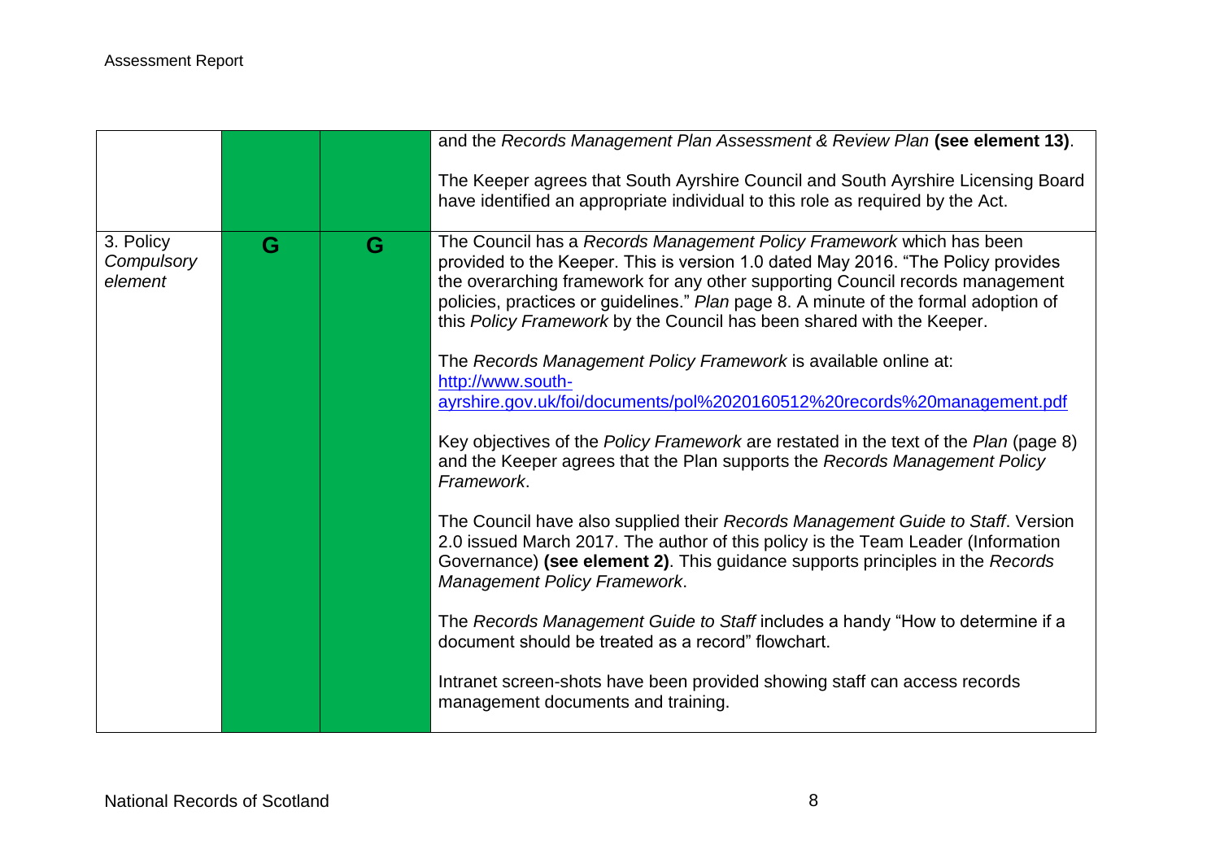| | | | |
|---|---|---|---|
| | | | and the *Records Management Plan Assessment & Review Plan* **(see element 13)**.<br><br>The Keeper agrees that South Ayrshire Council and South Ayrshire Licensing Board have identified an appropriate individual to this role as required by the Act. |
| 3. Policy *Compulsory element* | G | G | The Council has a *Records Management Policy Framework* which has been provided to the Keeper. This is version 1.0 dated May 2016. "The Policy provides the overarching framework for any other supporting Council records management policies, practices or guidelines." *Plan* page 8. A minute of the formal adoption of this *Policy Framework* by the Council has been shared with the Keeper.<br><br>The *Records Management Policy Framework* is available online at: http://www.south-ayrshire.gov.uk/foi/documents/pol%2020160512%20records%20management.pdf<br><br>Key objectives of the *Policy Framework* are restated in the text of the *Plan* (page 8) and the Keeper agrees that the Plan supports the *Records Management Policy Framework*.<br><br>The Council have also supplied their *Records Management Guide to Staff*. Version 2.0 issued March 2017. The author of this policy is the Team Leader (Information Governance) **(see element 2)**. This guidance supports principles in the *Records Management Policy Framework*.<br><br>The *Records Management Guide to Staff* includes a handy "How to determine if a document should be treated as a record" flowchart.<br><br>Intranet screen-shots have been provided showing staff can access records management documents and training. |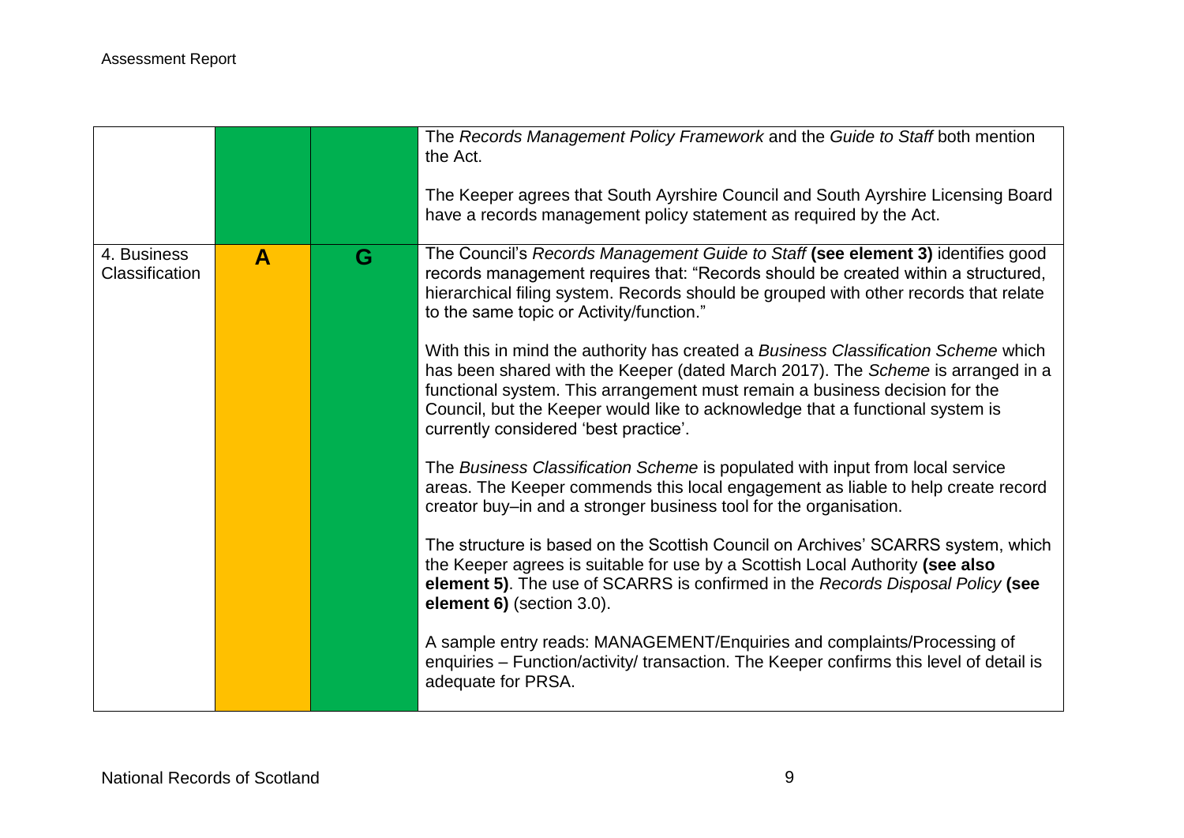| | | | |
|---|---|---|---|
| | | | The *Records Management Policy Framework* and the *Guide to Staff* both mention the Act.<br><br>The Keeper agrees that South Ayrshire Council and South Ayrshire Licensing Board have a records management policy statement as required by the Act. |
| 4. Business Classification | **A** | **G** | The Council's *Records Management Guide to Staff* **(see element 3)** identifies good records management requires that: "Records should be created within a structured, hierarchical filing system. Records should be grouped with other records that relate to the same topic or Activity/function."<br><br>With this in mind the authority has created a *Business Classification Scheme* which has been shared with the Keeper (dated March 2017). The *Scheme* is arranged in a functional system. This arrangement must remain a business decision for the Council, but the Keeper would like to acknowledge that a functional system is currently considered 'best practice'.<br><br>The *Business Classification Scheme* is populated with input from local service areas. The Keeper commends this local engagement as liable to help create record creator buy–in and a stronger business tool for the organisation.<br><br>The structure is based on the Scottish Council on Archives' SCARRS system, which the Keeper agrees is suitable for use by a Scottish Local Authority **(see also element 5)**. The use of SCARRS is confirmed in the *Records Disposal Policy* **(see element 6)** (section 3.0).<br><br>A sample entry reads: MANAGEMENT/Enquiries and complaints/Processing of enquiries – Function/activity/ transaction. The Keeper confirms this level of detail is adequate for PRSA. |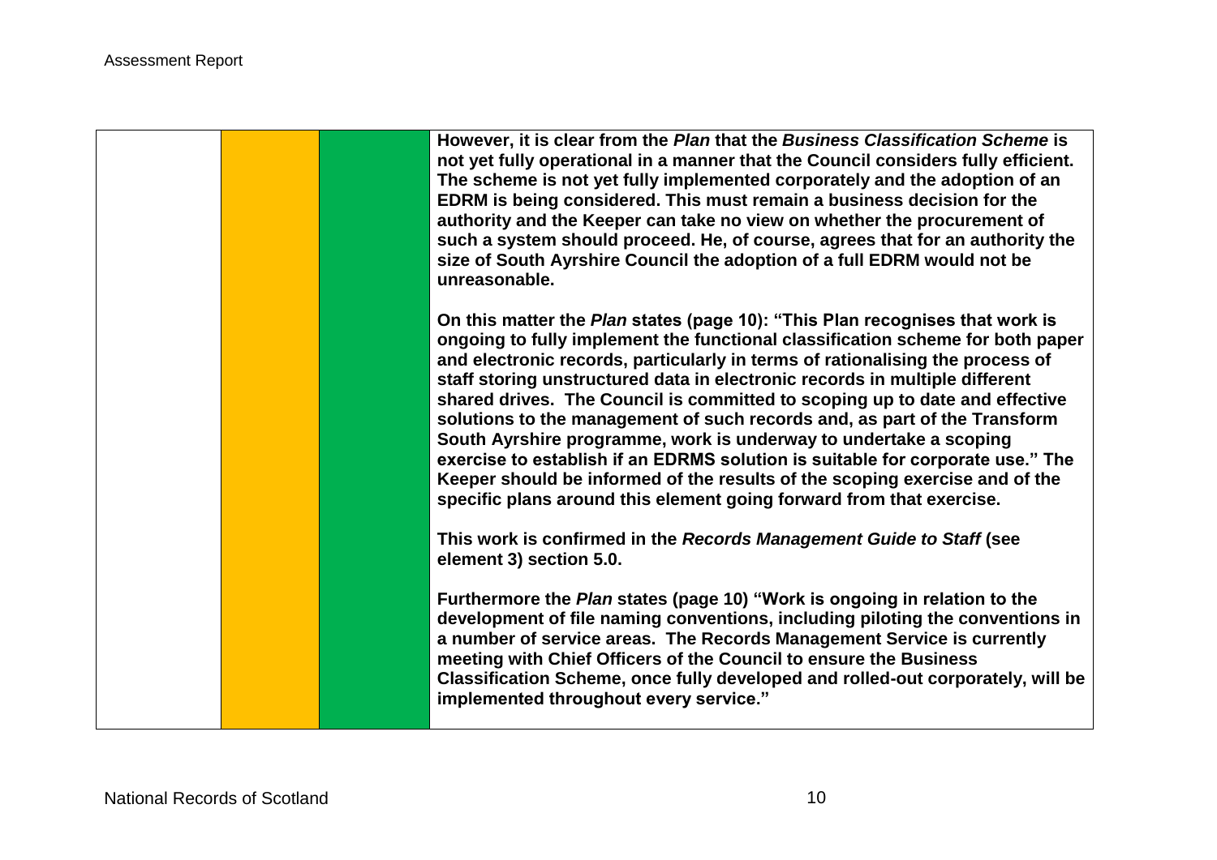| | | | |
|---|---|---|---|
| | | | **However, it is clear from the *Plan* that the *Business Classification Scheme* is not yet fully operational in a manner that the Council considers fully efficient. The scheme is not yet fully implemented corporately and the adoption of an EDRM is being considered. This must remain a business decision for the authority and the Keeper can take no view on whether the procurement of such a system should proceed. He, of course, agrees that for an authority the size of South Ayrshire Council the adoption of a full EDRM would not be unreasonable.**<br><br>**On this matter the *Plan* states (page 10): "This Plan recognises that work is ongoing to fully implement the functional classification scheme for both paper and electronic records, particularly in terms of rationalising the process of staff storing unstructured data in electronic records in multiple different shared drives. The Council is committed to scoping up to date and effective solutions to the management of such records and, as part of the Transform South Ayrshire programme, work is underway to undertake a scoping exercise to establish if an EDRMS solution is suitable for corporate use." The Keeper should be informed of the results of the scoping exercise and of the specific plans around this element going forward from that exercise.**<br><br>**This work is confirmed in the *Records Management Guide to Staff* (see element 3) section 5.0.**<br><br>**Furthermore the *Plan* states (page 10) "Work is ongoing in relation to the development of file naming conventions, including piloting the conventions in a number of service areas. The Records Management Service is currently meeting with Chief Officers of the Council to ensure the Business Classification Scheme, once fully developed and rolled-out corporately, will be implemented throughout every service."** |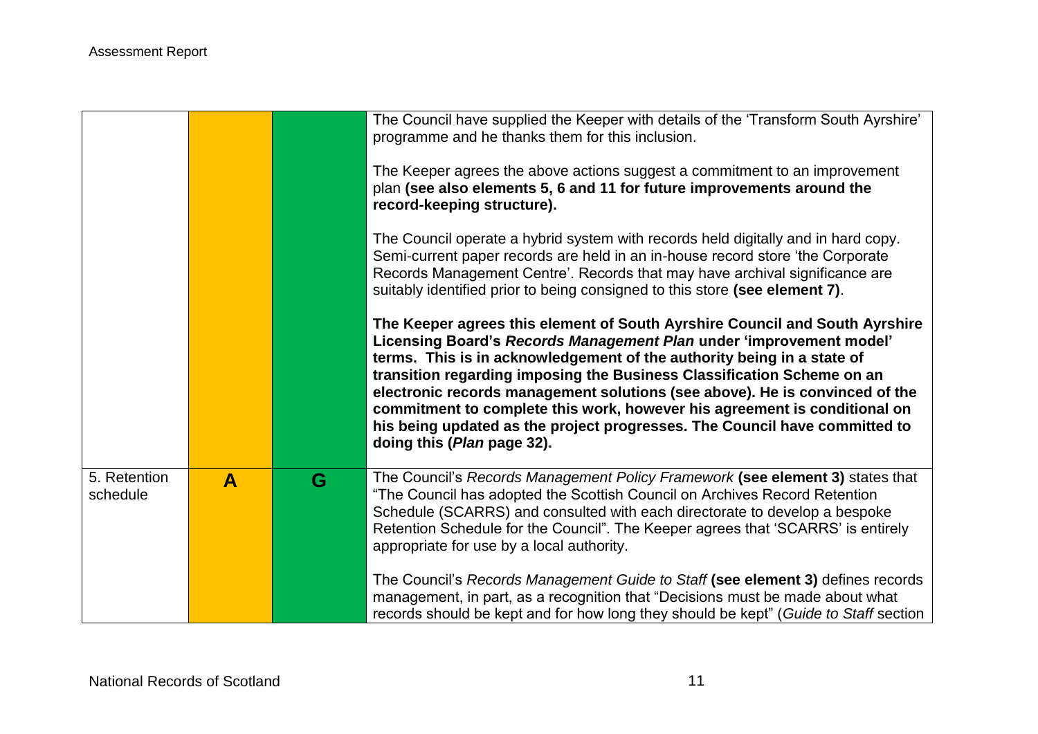| | | | |
|---|---|---|---|
| | | | The Council have supplied the Keeper with details of the 'Transform South Ayrshire' programme and he thanks them for this inclusion.<br><br>The Keeper agrees the above actions suggest a commitment to an improvement plan **(see also elements 5, 6 and 11 for future improvements around the record-keeping structure).**<br><br>The Council operate a hybrid system with records held digitally and in hard copy. Semi-current paper records are held in an in-house record store 'the Corporate Records Management Centre'. Records that may have archival significance are suitably identified prior to being consigned to this store **(see element 7)**.<br><br>**The Keeper agrees this element of South Ayrshire Council and South Ayrshire Licensing Board's *Records Management Plan* under 'improvement model' terms. This is in acknowledgement of the authority being in a state of transition regarding imposing the Business Classification Scheme on an electronic records management solutions (see above). He is convinced of the commitment to complete this work, however his agreement is conditional on his being updated as the project progresses. The Council have committed to doing this (*Plan* page 32).** |
| 5. Retention schedule | **A** | **G** | The Council's *Records Management Policy Framework* **(see element 3)** states that "The Council has adopted the Scottish Council on Archives Record Retention Schedule (SCARRS) and consulted with each directorate to develop a bespoke Retention Schedule for the Council". The Keeper agrees that 'SCARRS' is entirely appropriate for use by a local authority.<br><br>The Council's *Records Management Guide to Staff* **(see element 3)** defines records management, in part, as a recognition that "Decisions must be made about what records should be kept and for how long they should be kept" (*Guide to Staff* section |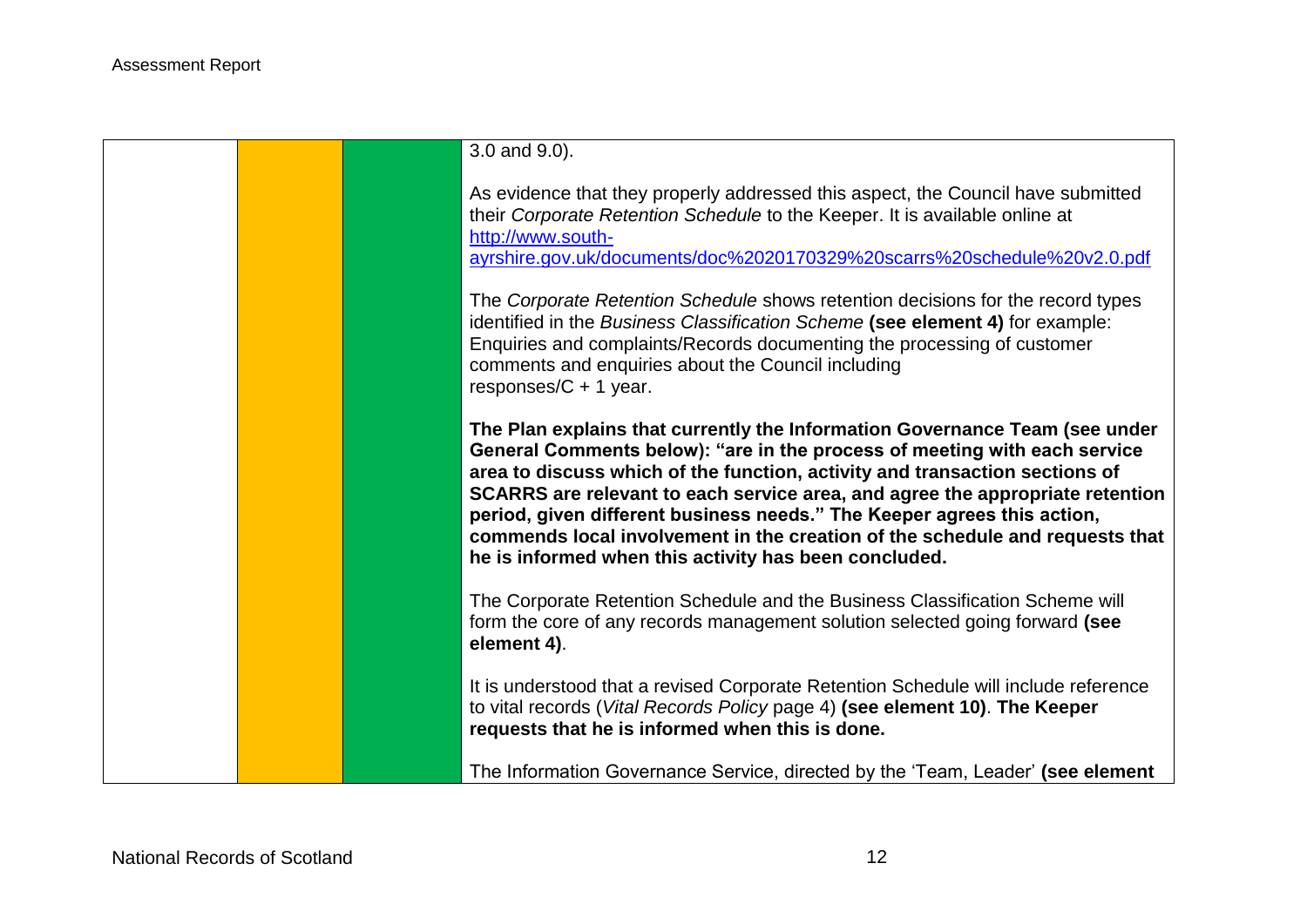| | | | |
|---|---|---|---|
| | | | 3.0 and 9.0).<br><br>As evidence that they properly addressed this aspect, the Council have submitted their *Corporate Retention Schedule* to the Keeper. It is available online at [http://www.south-ayrshire.gov.uk/documents/doc%2020170329%20scarrs%20schedule%20v2.0.pdf](http://www.south-ayrshire.gov.uk/documents/doc%2020170329%20scarrs%20schedule%20v2.0.pdf)<br><br>The *Corporate Retention Schedule* shows retention decisions for the record types identified in the *Business Classification Scheme* **(see element 4)** for example: Enquiries and complaints/Records documenting the processing of customer comments and enquiries about the Council including responses/C + 1 year.<br><br>**The Plan explains that currently the Information Governance Team (see under General Comments below): "are in the process of meeting with each service area to discuss which of the function, activity and transaction sections of SCARRS are relevant to each service area, and agree the appropriate retention period, given different business needs." The Keeper agrees this action, commends local involvement in the creation of the schedule and requests that he is informed when this activity has been concluded.**<br><br>The Corporate Retention Schedule and the Business Classification Scheme will form the core of any records management solution selected going forward **(see element 4)**.<br><br>It is understood that a revised Corporate Retention Schedule will include reference to vital records (*Vital Records Policy* page 4) **(see element 10)**. **The Keeper requests that he is informed when this is done.**<br><br>The Information Governance Service, directed by the 'Team, Leader' **(see element** |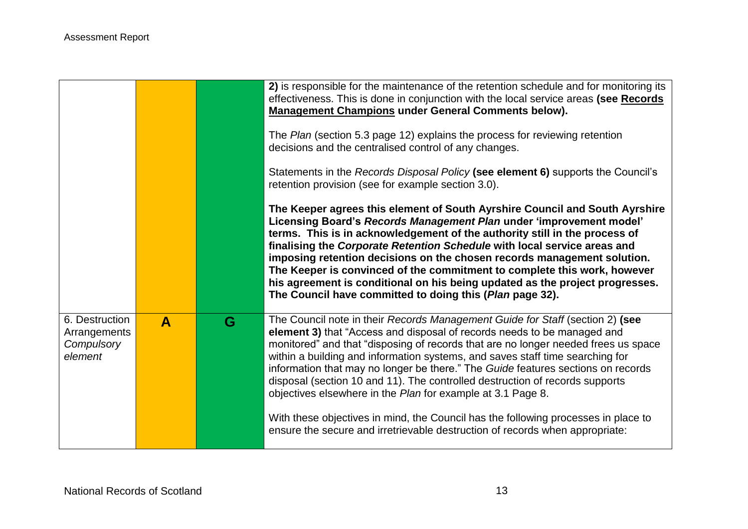| | | | |
|---|---|---|---|
| | | | **2)** is responsible for the maintenance of the retention schedule and for monitoring its effectiveness. This is done in conjunction with the local service areas **(see Records Management Champions under General Comments below).**<br><br>The *Plan* (section 5.3 page 12) explains the process for reviewing retention decisions and the centralised control of any changes.<br><br>Statements in the *Records Disposal Policy* **(see element 6)** supports the Council's retention provision (see for example section 3.0).<br><br>**The Keeper agrees this element of South Ayrshire Council and South Ayrshire Licensing Board's *Records Management Plan* under 'improvement model' terms. This is in acknowledgement of the authority still in the process of finalising the *Corporate Retention Schedule* with local service areas and imposing retention decisions on the chosen records management solution. The Keeper is convinced of the commitment to complete this work, however his agreement is conditional on his being updated as the project progresses. The Council have committed to doing this (*Plan* page 32).** |
| 6. Destruction Arrangements *Compulsory element* | **A** | **G** | The Council note in their *Records Management Guide for Staff* (section 2) **(see element 3)** that "Access and disposal of records needs to be managed and monitored" and that "disposing of records that are no longer needed frees us space within a building and information systems, and saves staff time searching for information that may no longer be there." The *Guide* features sections on records disposal (section 10 and 11). The controlled destruction of records supports objectives elsewhere in the *Plan* for example at 3.1 Page 8.<br><br>With these objectives in mind, the Council has the following processes in place to ensure the secure and irretrievable destruction of records when appropriate: |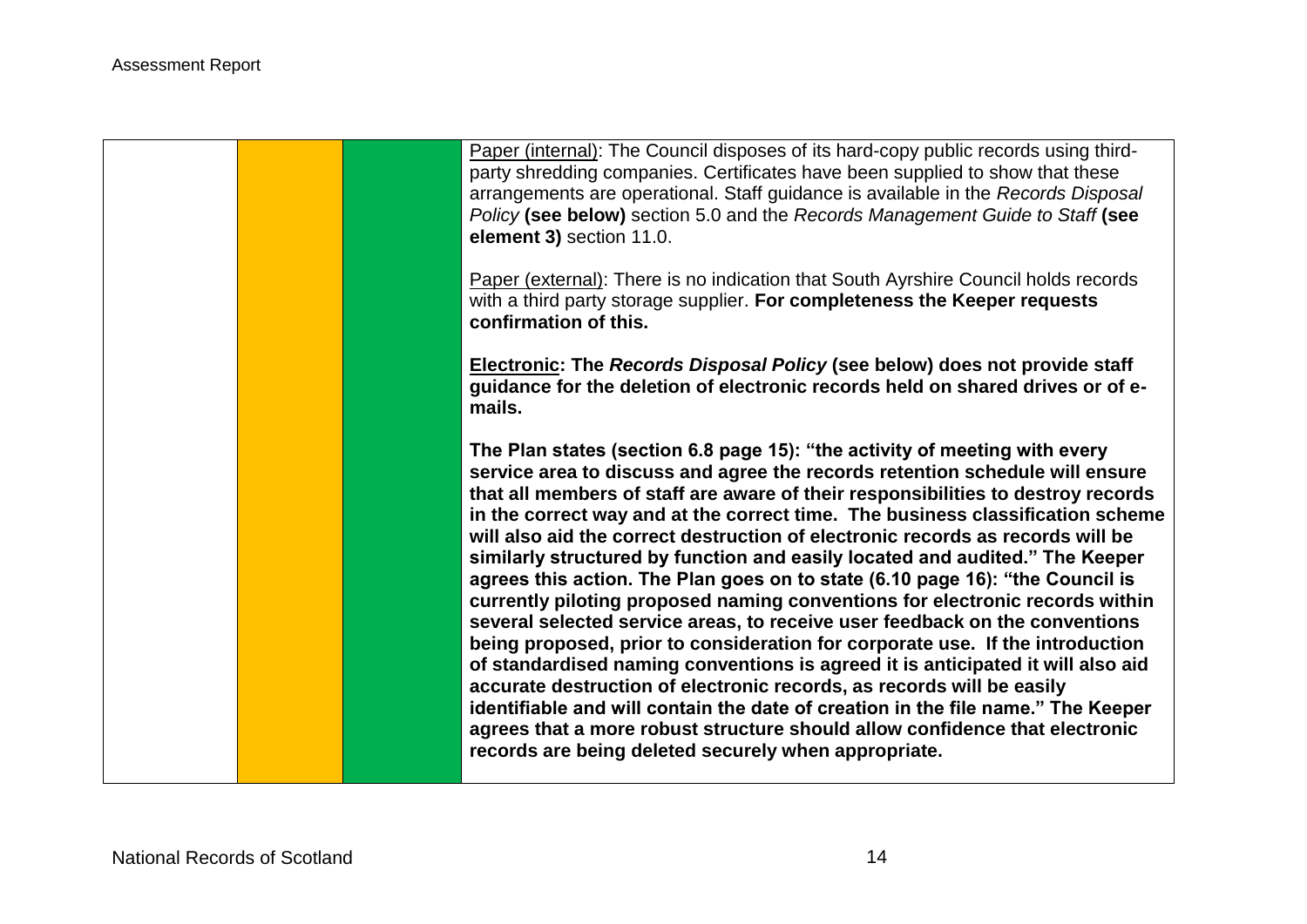| | | | |
|---|---|---|---|
| | | | Paper (internal): The Council disposes of its hard-copy public records using third-party shredding companies. Certificates have been supplied to show that these arrangements are operational. Staff guidance is available in the *Records Disposal Policy* **(see below)** section 5.0 and the *Records Management Guide to Staff* **(see element 3)** section 11.0.<br><br>Paper (external): There is no indication that South Ayrshire Council holds records with a third party storage supplier. **For completeness the Keeper requests confirmation of this.**<br><br>**Electronic: The *Records Disposal Policy* (see below) does not provide staff guidance for the deletion of electronic records held on shared drives or of e-mails.**<br><br>**The Plan states (section 6.8 page 15): "the activity of meeting with every service area to discuss and agree the records retention schedule will ensure that all members of staff are aware of their responsibilities to destroy records in the correct way and at the correct time. The business classification scheme will also aid the correct destruction of electronic records as records will be similarly structured by function and easily located and audited." The Keeper agrees this action. The Plan goes on to state (6.10 page 16): "the Council is currently piloting proposed naming conventions for electronic records within several selected service areas, to receive user feedback on the conventions being proposed, prior to consideration for corporate use. If the introduction of standardised naming conventions is agreed it is anticipated it will also aid accurate destruction of electronic records, as records will be easily identifiable and will contain the date of creation in the file name." The Keeper agrees that a more robust structure should allow confidence that electronic records are being deleted securely when appropriate.** |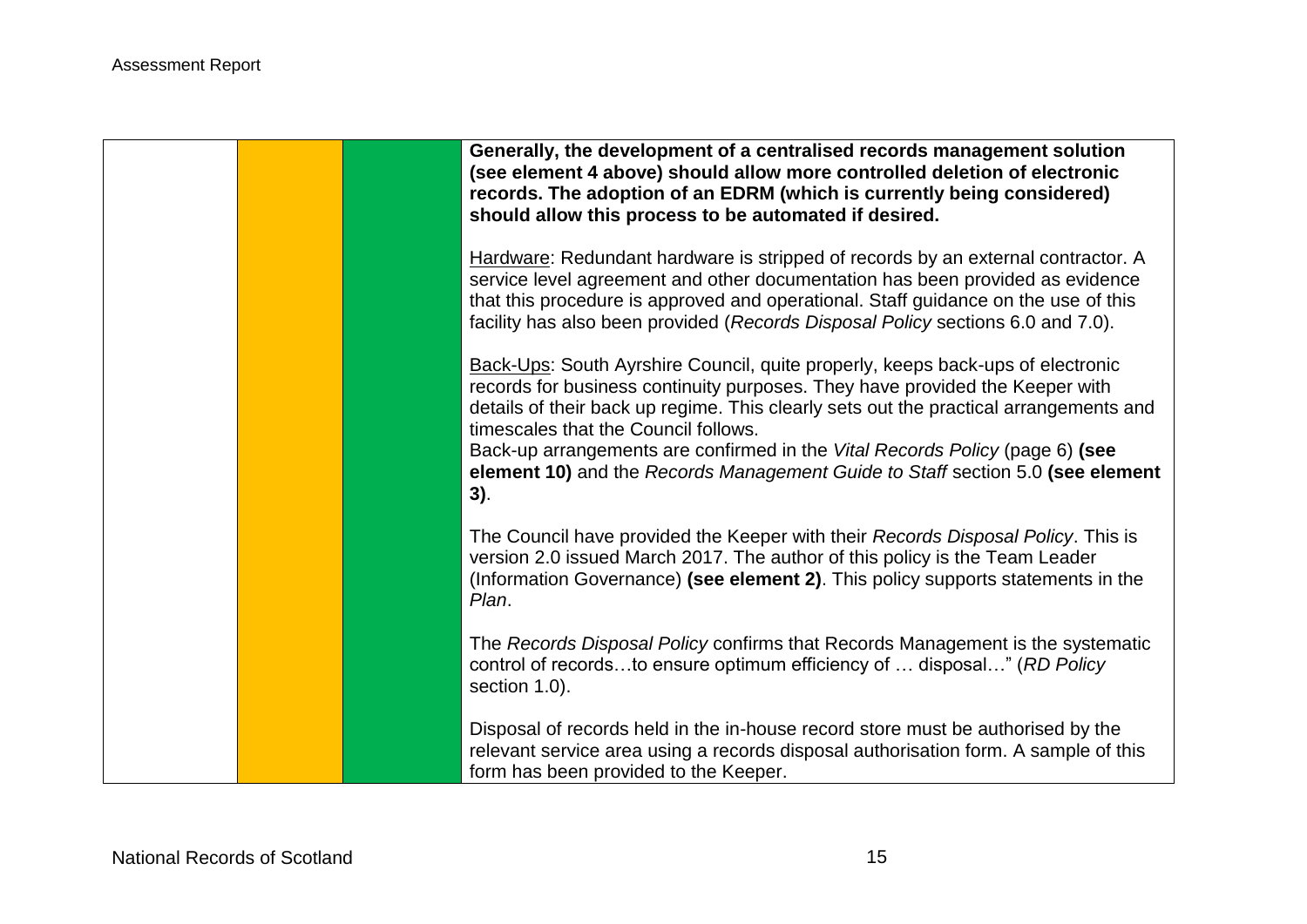| | | | |
|---|---|---|---|
| | | | **Generally, the development of a centralised records management solution (see element 4 above) should allow more controlled deletion of electronic records. The adoption of an EDRM (which is currently being considered) should allow this process to be automated if desired.**<br><br>Hardware: Redundant hardware is stripped of records by an external contractor. A service level agreement and other documentation has been provided as evidence that this procedure is approved and operational. Staff guidance on the use of this facility has also been provided (*Records Disposal Policy* sections 6.0 and 7.0).<br><br>Back-Ups: South Ayrshire Council, quite properly, keeps back-ups of electronic records for business continuity purposes. They have provided the Keeper with details of their back up regime. This clearly sets out the practical arrangements and timescales that the Council follows.<br>Back-up arrangements are confirmed in the *Vital Records Policy* (page 6) **(see element 10)** and the *Records Management Guide to Staff* section 5.0 **(see element 3)**.<br><br>The Council have provided the Keeper with their *Records Disposal Policy*. This is version 2.0 issued March 2017. The author of this policy is the Team Leader (Information Governance) **(see element 2)**. This policy supports statements in the *Plan*.<br><br>The *Records Disposal Policy* confirms that Records Management is the systematic control of records…to ensure optimum efficiency of … disposal…" (*RD Policy* section 1.0).<br><br>Disposal of records held in the in-house record store must be authorised by the relevant service area using a records disposal authorisation form. A sample of this form has been provided to the Keeper. |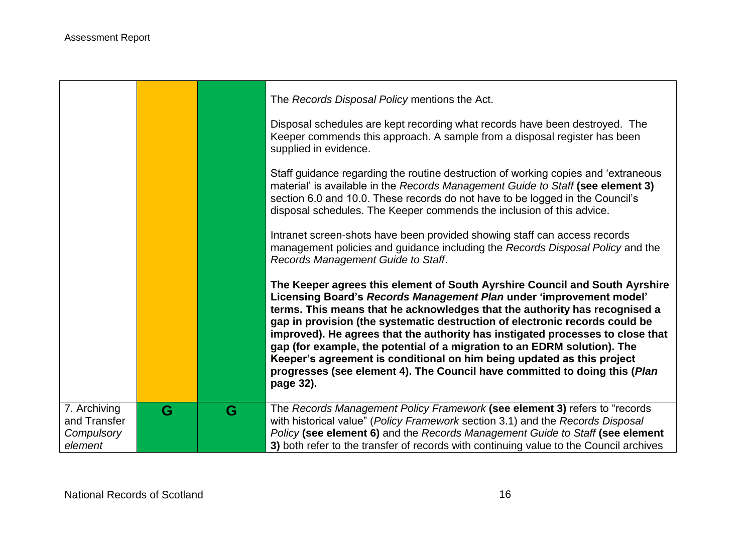| | | | |
|---|---|---|---|
| | | | The *Records Disposal Policy* mentions the Act.<br><br>Disposal schedules are kept recording what records have been destroyed. The Keeper commends this approach. A sample from a disposal register has been supplied in evidence.<br><br>Staff guidance regarding the routine destruction of working copies and 'extraneous material' is available in the *Records Management Guide to Staff* **(see element 3)** section 6.0 and 10.0. These records do not have to be logged in the Council's disposal schedules. The Keeper commends the inclusion of this advice.<br><br>Intranet screen-shots have been provided showing staff can access records management policies and guidance including the *Records Disposal Policy* and the *Records Management Guide to Staff*.<br><br>**The Keeper agrees this element of South Ayrshire Council and South Ayrshire Licensing Board's *Records Management Plan* under 'improvement model' terms. This means that he acknowledges that the authority has recognised a gap in provision (the systematic destruction of electronic records could be improved). He agrees that the authority has instigated processes to close that gap (for example, the potential of a migration to an EDRM solution). The Keeper's agreement is conditional on him being updated as this project progresses (see element 4). The Council have committed to doing this (*Plan* page 32).** |
| 7. Archiving and Transfer *Compulsory element* | G | G | The *Records Management Policy Framework* **(see element 3)** refers to "records with historical value" (*Policy Framework* section 3.1) and the *Records Disposal Policy* **(see element 6)** and the *Records Management Guide to Staff* **(see element 3)** both refer to the transfer of records with continuing value to the Council archives |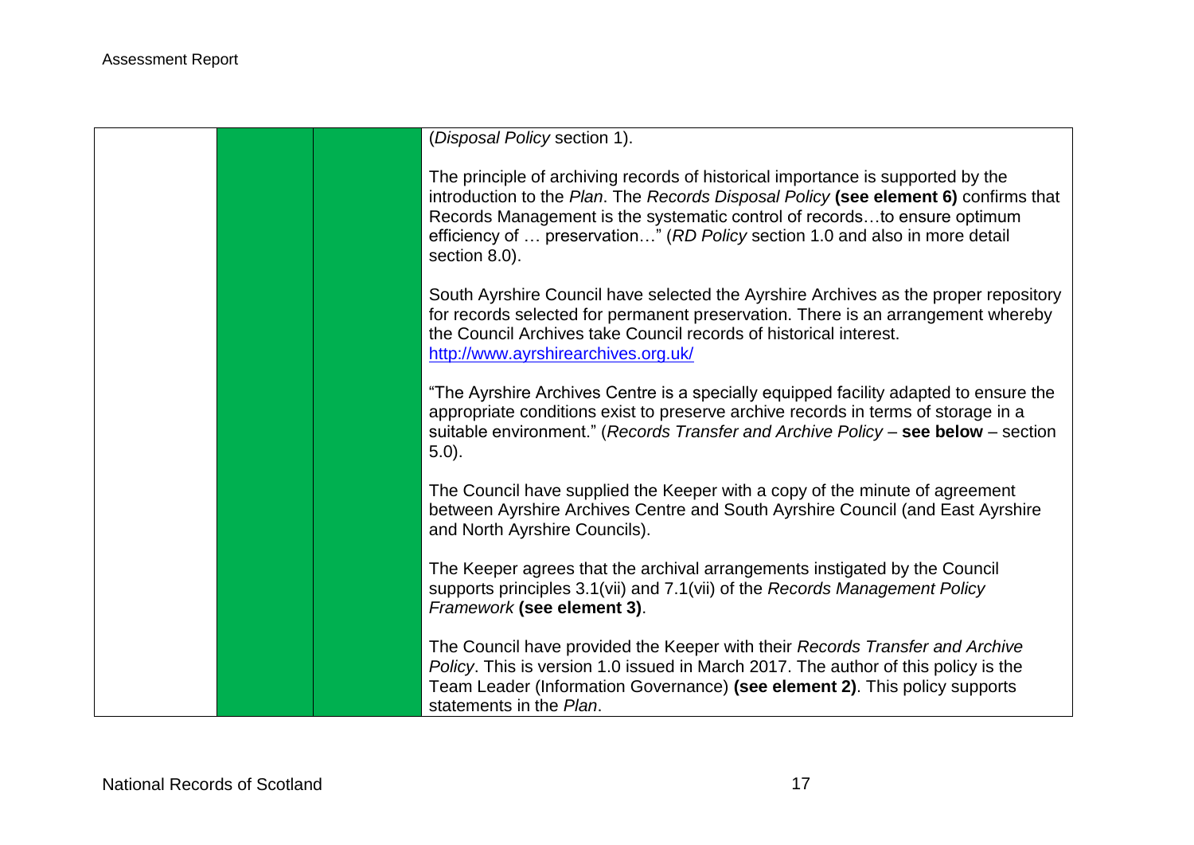| | | | |
|---|---|---|---|
| | | | (*Disposal Policy* section 1).<br><br>The principle of archiving records of historical importance is supported by the introduction to the *Plan*. The *Records Disposal Policy* **(see element 6)** confirms that Records Management is the systematic control of records…to ensure optimum efficiency of … preservation…" (*RD Policy* section 1.0 and also in more detail section 8.0).<br><br>South Ayrshire Council have selected the Ayrshire Archives as the proper repository for records selected for permanent preservation. There is an arrangement whereby the Council Archives take Council records of historical interest. http://www.ayrshirearchives.org.uk/<br><br>"The Ayrshire Archives Centre is a specially equipped facility adapted to ensure the appropriate conditions exist to preserve archive records in terms of storage in a suitable environment." (*Records Transfer and Archive Policy* – **see below** – section 5.0).<br><br>The Council have supplied the Keeper with a copy of the minute of agreement between Ayrshire Archives Centre and South Ayrshire Council (and East Ayrshire and North Ayrshire Councils).<br><br>The Keeper agrees that the archival arrangements instigated by the Council supports principles 3.1(vii) and 7.1(vii) of the *Records Management Policy Framework* **(see element 3)**.<br><br>The Council have provided the Keeper with their *Records Transfer and Archive Policy*. This is version 1.0 issued in March 2017. The author of this policy is the Team Leader (Information Governance) **(see element 2)**. This policy supports statements in the *Plan*. |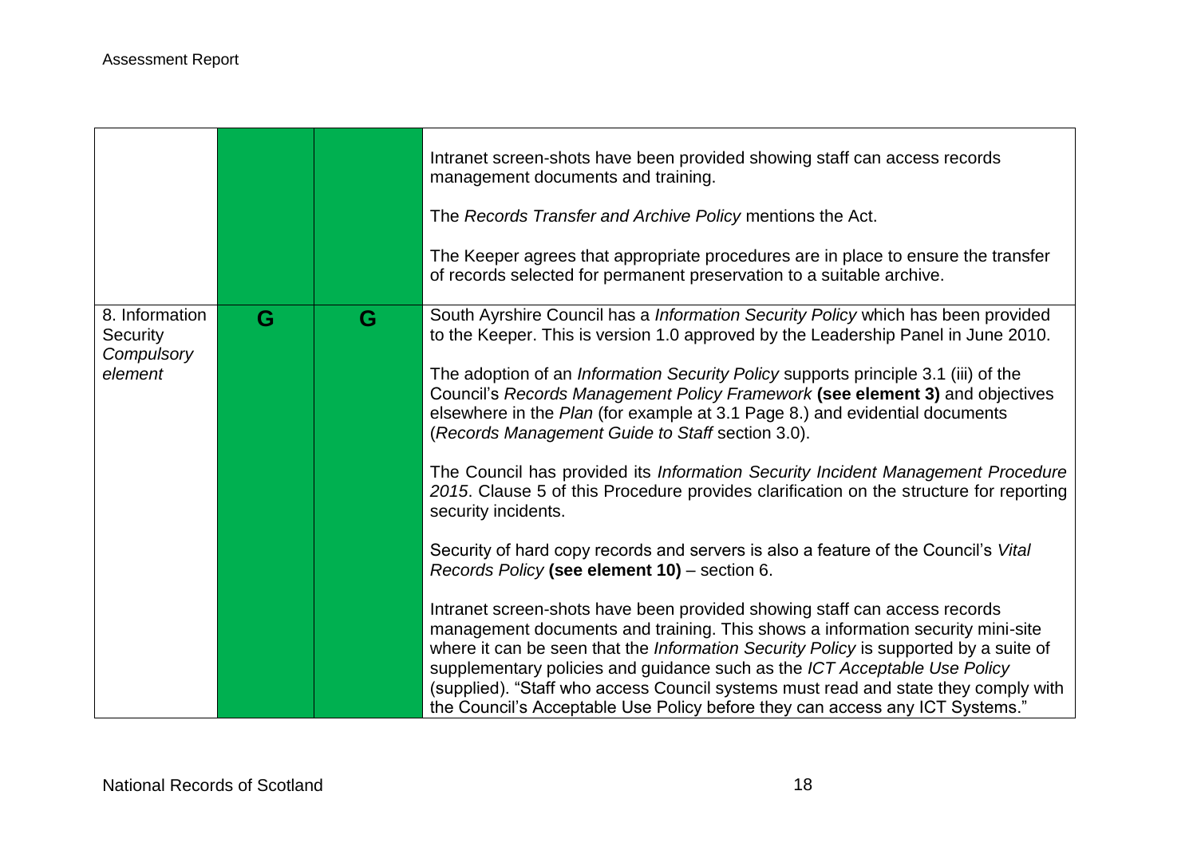| | | | |
|---|---|---|---|
| | | | Intranet screen-shots have been provided showing staff can access records management documents and training.<br><br>The *Records Transfer and Archive Policy* mentions the Act.<br><br>The Keeper agrees that appropriate procedures are in place to ensure the transfer of records selected for permanent preservation to a suitable archive. |
| 8. Information Security *Compulsory element* | **G** | **G** | South Ayrshire Council has a *Information Security Policy* which has been provided to the Keeper. This is version 1.0 approved by the Leadership Panel in June 2010.<br><br>The adoption of an *Information Security Policy* supports principle 3.1 (iii) of the Council's *Records Management Policy Framework* **(see element 3)** and objectives elsewhere in the *Plan* (for example at 3.1 Page 8.) and evidential documents (*Records Management Guide to Staff* section 3.0).<br><br>The Council has provided its *Information Security Incident Management Procedure 2015*. Clause 5 of this Procedure provides clarification on the structure for reporting security incidents.<br><br>Security of hard copy records and servers is also a feature of the Council's *Vital Records Policy* **(see element 10)** – section 6.<br><br>Intranet screen-shots have been provided showing staff can access records management documents and training. This shows a information security mini-site where it can be seen that the *Information Security Policy* is supported by a suite of supplementary policies and guidance such as the *ICT Acceptable Use Policy* (supplied). "Staff who access Council systems must read and state they comply with the Council's Acceptable Use Policy before they can access any ICT Systems." |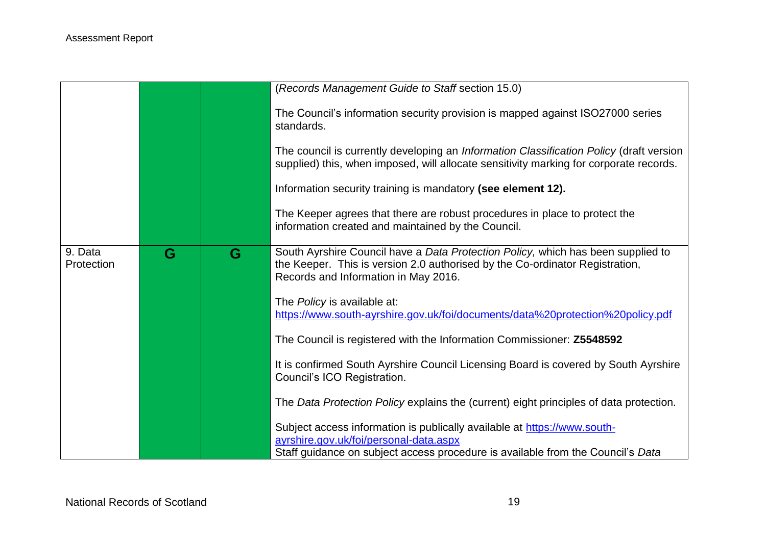| | | | |
|---|---|---|---|
| | | | (*Records Management Guide to Staff* section 15.0)<br><br>The Council's information security provision is mapped against ISO27000 series standards.<br><br>The council is currently developing an *Information Classification Policy* (draft version supplied) this, when imposed, will allocate sensitivity marking for corporate records.<br><br>Information security training is mandatory **(see element 12).**<br><br>The Keeper agrees that there are robust procedures in place to protect the information created and maintained by the Council. |
| 9. Data Protection | **G** | **G** | South Ayrshire Council have a *Data Protection Policy,* which has been supplied to the Keeper. This is version 2.0 authorised by the Co-ordinator Registration, Records and Information in May 2016.<br><br>The *Policy* is available at: https://www.south-ayrshire.gov.uk/foi/documents/data%20protection%20policy.pdf<br><br>The Council is registered with the Information Commissioner: **Z5548592**<br><br>It is confirmed South Ayrshire Council Licensing Board is covered by South Ayrshire Council's ICO Registration.<br><br>The *Data Protection Policy* explains the (current) eight principles of data protection.<br><br>Subject access information is publically available at https://www.south-ayrshire.gov.uk/foi/personal-data.aspx<br>Staff guidance on subject access procedure is available from the Council's *Data* |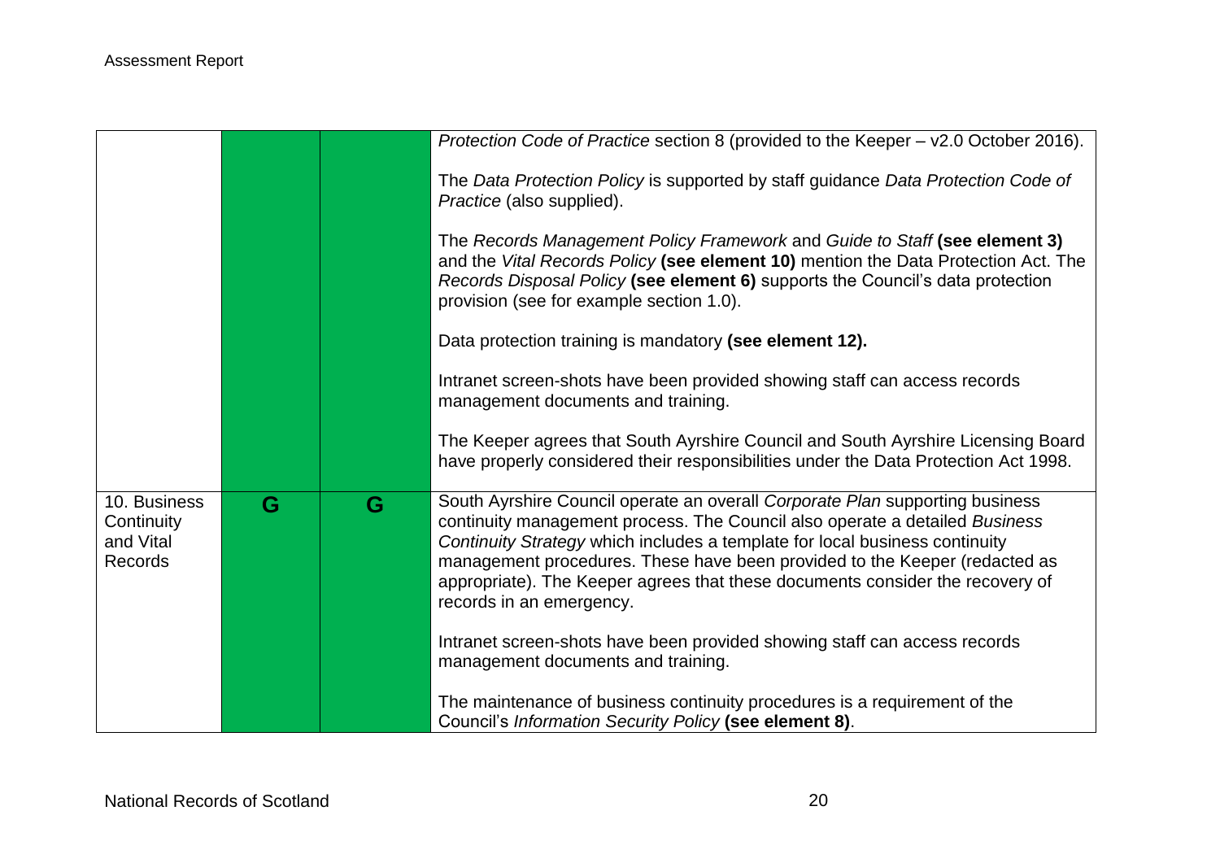| | | | |
|---|---|---|---|
| | | | *Protection Code of Practice* section 8 (provided to the Keeper – v2.0 October 2016).<br><br>The *Data Protection Policy* is supported by staff guidance *Data Protection Code of Practice* (also supplied).<br><br>The *Records Management Policy Framework* and *Guide to Staff* **(see element 3)** and the *Vital Records Policy* **(see element 10)** mention the Data Protection Act. The *Records Disposal Policy* **(see element 6)** supports the Council's data protection provision (see for example section 1.0).<br><br>Data protection training is mandatory **(see element 12).**<br><br>Intranet screen-shots have been provided showing staff can access records management documents and training.<br><br>The Keeper agrees that South Ayrshire Council and South Ayrshire Licensing Board have properly considered their responsibilities under the Data Protection Act 1998. |
| 10. Business Continuity and Vital Records | G | G | South Ayrshire Council operate an overall *Corporate Plan* supporting business continuity management process. The Council also operate a detailed *Business Continuity Strategy* which includes a template for local business continuity management procedures. These have been provided to the Keeper (redacted as appropriate). The Keeper agrees that these documents consider the recovery of records in an emergency.<br><br>Intranet screen-shots have been provided showing staff can access records management documents and training.<br><br>The maintenance of business continuity procedures is a requirement of the Council's *Information Security Policy* **(see element 8)**. |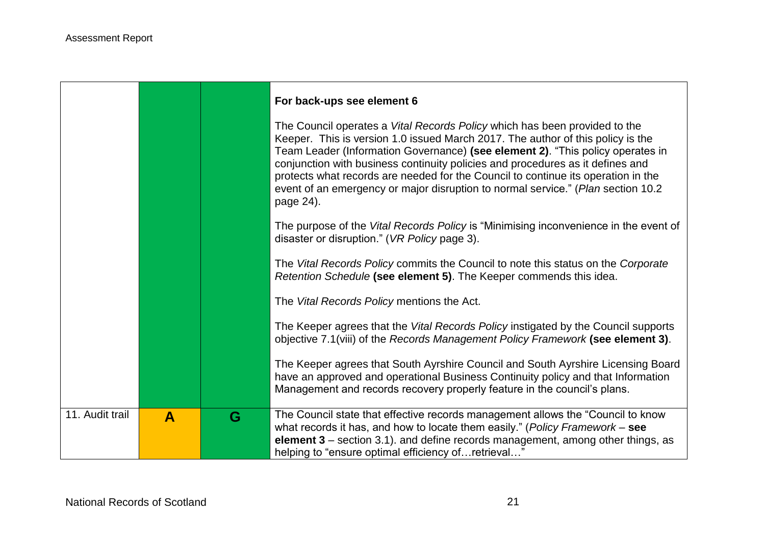| | | | |
|---|---|---|---|
| | | | **For back-ups see element 6**<br><br>The Council operates a *Vital Records Policy* which has been provided to the Keeper. This is version 1.0 issued March 2017. The author of this policy is the Team Leader (Information Governance) **(see element 2)**. "This policy operates in conjunction with business continuity policies and procedures as it defines and protects what records are needed for the Council to continue its operation in the event of an emergency or major disruption to normal service." (*Plan* section 10.2 page 24).<br><br>The purpose of the *Vital Records Policy* is "Minimising inconvenience in the event of disaster or disruption." (*VR Policy* page 3).<br><br>The *Vital Records Policy* commits the Council to note this status on the *Corporate Retention Schedule* **(see element 5)**. The Keeper commends this idea.<br><br>The *Vital Records Policy* mentions the Act.<br><br>The Keeper agrees that the *Vital Records Policy* instigated by the Council supports objective 7.1(viii) of the *Records Management Policy Framework* **(see element 3)**.<br><br>The Keeper agrees that South Ayrshire Council and South Ayrshire Licensing Board have an approved and operational Business Continuity policy and that Information Management and records recovery properly feature in the council's plans. |
| 11. Audit trail | **A** | **G** | The Council state that effective records management allows the "Council to know what records it has, and how to locate them easily." (*Policy Framework* – **see element 3** – section 3.1). and define records management, among other things, as helping to "ensure optimal efficiency of…retrieval…" |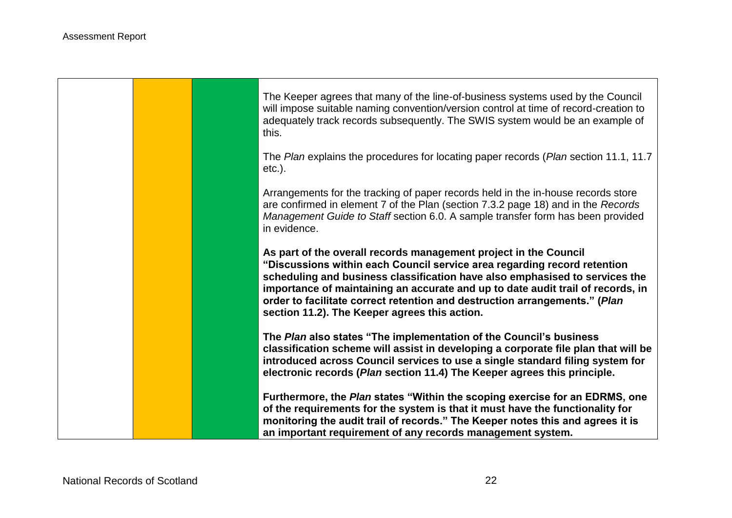| | | | |
|---|---|---|---|
| | | | The Keeper agrees that many of the line-of-business systems used by the Council will impose suitable naming convention/version control at time of record-creation to adequately track records subsequently. The SWIS system would be an example of this.<br><br>The *Plan* explains the procedures for locating paper records (*Plan* section 11.1, 11.7 etc.).<br><br>Arrangements for the tracking of paper records held in the in-house records store are confirmed in element 7 of the Plan (section 7.3.2 page 18) and in the *Records Management Guide to Staff* section 6.0. A sample transfer form has been provided in evidence.<br><br>**As part of the overall records management project in the Council "Discussions within each Council service area regarding record retention scheduling and business classification have also emphasised to services the importance of maintaining an accurate and up to date audit trail of records, in order to facilitate correct retention and destruction arrangements." (*Plan* section 11.2). The Keeper agrees this action.**<br><br>**The *Plan* also states "The implementation of the Council's business classification scheme will assist in developing a corporate file plan that will be introduced across Council services to use a single standard filing system for electronic records (*Plan* section 11.4) The Keeper agrees this principle.**<br><br>**Furthermore, the *Plan* states "Within the scoping exercise for an EDRMS, one of the requirements for the system is that it must have the functionality for monitoring the audit trail of records." The Keeper notes this and agrees it is an important requirement of any records management system.** |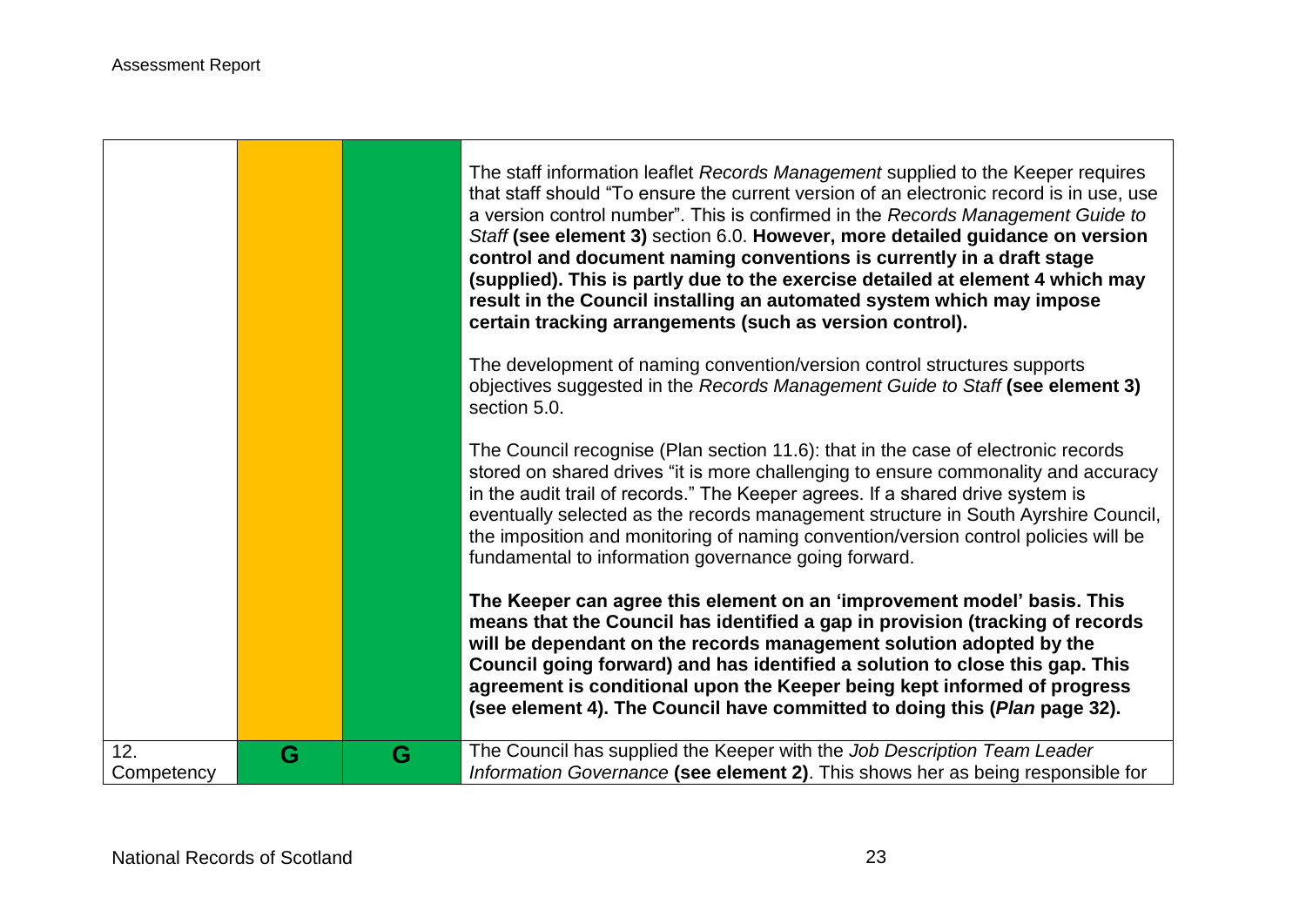| | | | |
|---|---|---|---|
| | | | The staff information leaflet *Records Management* supplied to the Keeper requires that staff should "To ensure the current version of an electronic record is in use, use a version control number". This is confirmed in the *Records Management Guide to Staff* **(see element 3)** section 6.0. **However, more detailed guidance on version control and document naming conventions is currently in a draft stage (supplied). This is partly due to the exercise detailed at element 4 which may result in the Council installing an automated system which may impose certain tracking arrangements (such as version control).**<br><br>The development of naming convention/version control structures supports objectives suggested in the *Records Management Guide to Staff* **(see element 3)** section 5.0.<br><br>The Council recognise (Plan section 11.6): that in the case of electronic records stored on shared drives "it is more challenging to ensure commonality and accuracy in the audit trail of records." The Keeper agrees. If a shared drive system is eventually selected as the records management structure in South Ayrshire Council, the imposition and monitoring of naming convention/version control policies will be fundamental to information governance going forward.<br><br>**The Keeper can agree this element on an 'improvement model' basis. This means that the Council has identified a gap in provision (tracking of records will be dependant on the records management solution adopted by the Council going forward) and has identified a solution to close this gap. This agreement is conditional upon the Keeper being kept informed of progress (see element 4). The Council have committed to doing this (*Plan* page 32).** |
| 12. Competency | G | G | The Council has supplied the Keeper with the *Job Description Team Leader Information Governance* **(see element 2)**. This shows her as being responsible for |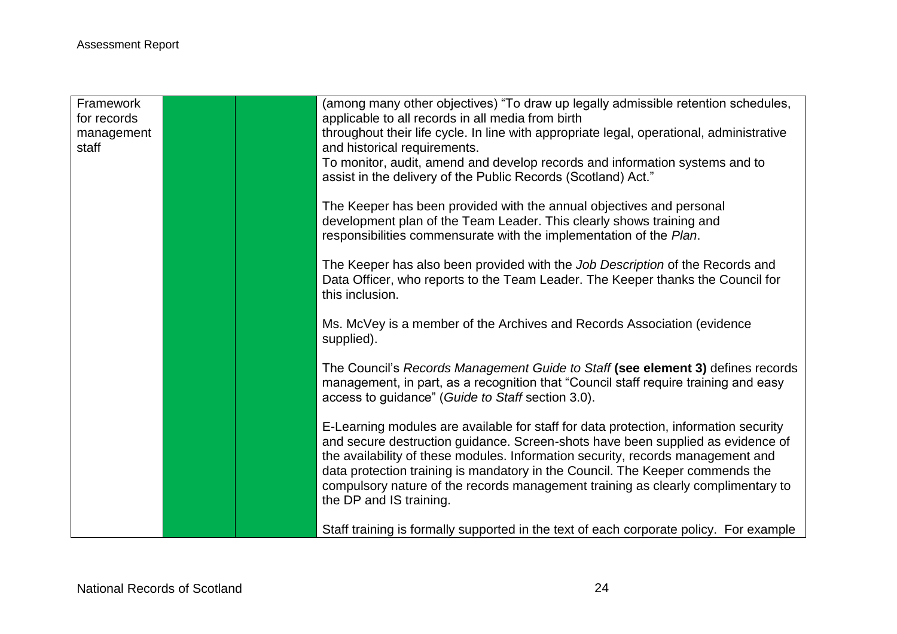| | | | |
|---|---|---|---|
| Framework for records management staff | | | (among many other objectives) "To draw up legally admissible retention schedules, applicable to all records in all media from birth throughout their life cycle. In line with appropriate legal, operational, administrative and historical requirements.<br>To monitor, audit, amend and develop records and information systems and to assist in the delivery of the Public Records (Scotland) Act."<br><br>The Keeper has been provided with the annual objectives and personal development plan of the Team Leader. This clearly shows training and responsibilities commensurate with the implementation of the *Plan*.<br><br>The Keeper has also been provided with the *Job Description* of the Records and Data Officer, who reports to the Team Leader. The Keeper thanks the Council for this inclusion.<br><br>Ms. McVey is a member of the Archives and Records Association (evidence supplied).<br><br>The Council's *Records Management Guide to Staff* **(see element 3)** defines records management, in part, as a recognition that "Council staff require training and easy access to guidance" (*Guide to Staff* section 3.0).<br><br>E-Learning modules are available for staff for data protection, information security and secure destruction guidance. Screen-shots have been supplied as evidence of the availability of these modules. Information security, records management and data protection training is mandatory in the Council. The Keeper commends the compulsory nature of the records management training as clearly complimentary to the DP and IS training.<br><br>Staff training is formally supported in the text of each corporate policy. For example |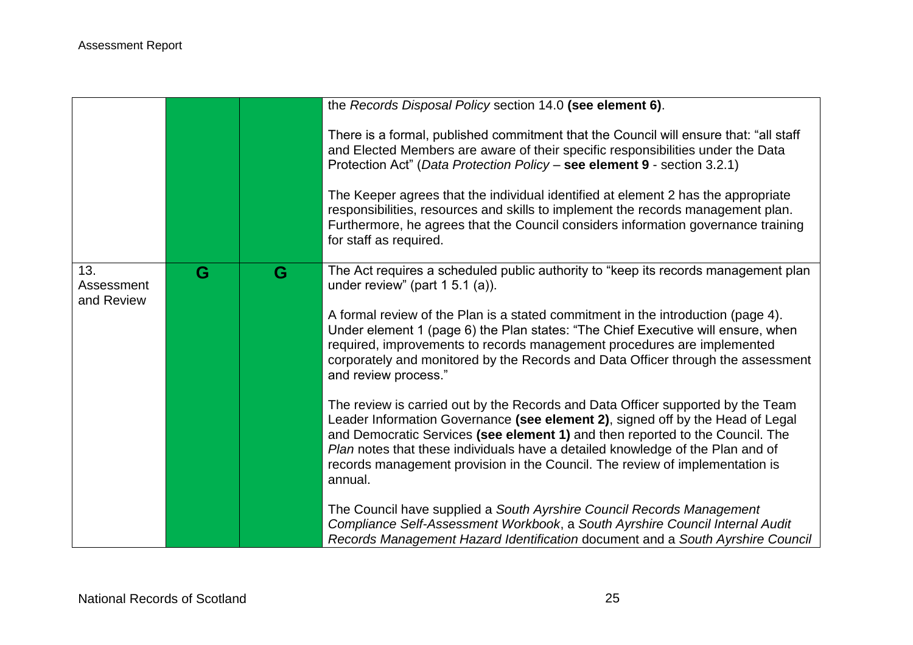| | | | |
|---|---|---|---|
| | | | the *Records Disposal Policy* section 14.0 **(see element 6)**.<br><br>There is a formal, published commitment that the Council will ensure that: "all staff and Elected Members are aware of their specific responsibilities under the Data Protection Act" (*Data Protection Policy* – **see element 9** - section 3.2.1)<br><br>The Keeper agrees that the individual identified at element 2 has the appropriate responsibilities, resources and skills to implement the records management plan. Furthermore, he agrees that the Council considers information governance training for staff as required. |
| 13. Assessment and Review | G | G | The Act requires a scheduled public authority to "keep its records management plan under review" (part 1 5.1 (a)).<br><br>A formal review of the Plan is a stated commitment in the introduction (page 4). Under element 1 (page 6) the Plan states: "The Chief Executive will ensure, when required, improvements to records management procedures are implemented corporately and monitored by the Records and Data Officer through the assessment and review process."<br><br>The review is carried out by the Records and Data Officer supported by the Team Leader Information Governance **(see element 2)**, signed off by the Head of Legal and Democratic Services **(see element 1)** and then reported to the Council. The *Plan* notes that these individuals have a detailed knowledge of the Plan and of records management provision in the Council. The review of implementation is annual.<br><br>The Council have supplied a *South Ayrshire Council Records Management Compliance Self-Assessment Workbook*, a *South Ayrshire Council Internal Audit Records Management Hazard Identification* document and a *South Ayrshire Council* |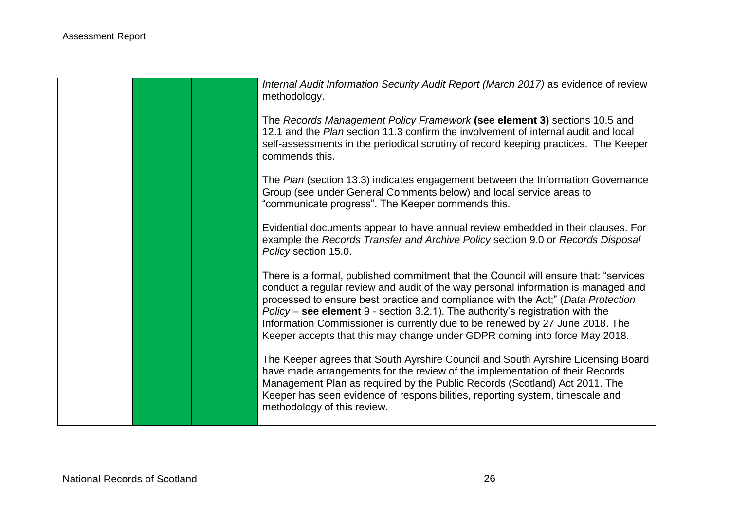| | | | |
|---|---|---|---|
| | | | *Internal Audit Information Security Audit Report (March 2017)* as evidence of review methodology.<br><br>The *Records Management Policy Framework* **(see element 3)** sections 10.5 and 12.1 and the *Plan* section 11.3 confirm the involvement of internal audit and local self-assessments in the periodical scrutiny of record keeping practices. The Keeper commends this.<br><br>The *Plan* (section 13.3) indicates engagement between the Information Governance Group (see under General Comments below) and local service areas to "communicate progress". The Keeper commends this.<br><br>Evidential documents appear to have annual review embedded in their clauses. For example the *Records Transfer and Archive Policy* section 9.0 or *Records Disposal Policy* section 15.0.<br><br>There is a formal, published commitment that the Council will ensure that: "services conduct a regular review and audit of the way personal information is managed and processed to ensure best practice and compliance with the Act;" (*Data Protection Policy* – **see element** 9 - section 3.2.1). The authority's registration with the Information Commissioner is currently due to be renewed by 27 June 2018. The Keeper accepts that this may change under GDPR coming into force May 2018.<br><br>The Keeper agrees that South Ayrshire Council and South Ayrshire Licensing Board have made arrangements for the review of the implementation of their Records Management Plan as required by the Public Records (Scotland) Act 2011. The Keeper has seen evidence of responsibilities, reporting system, timescale and methodology of this review. |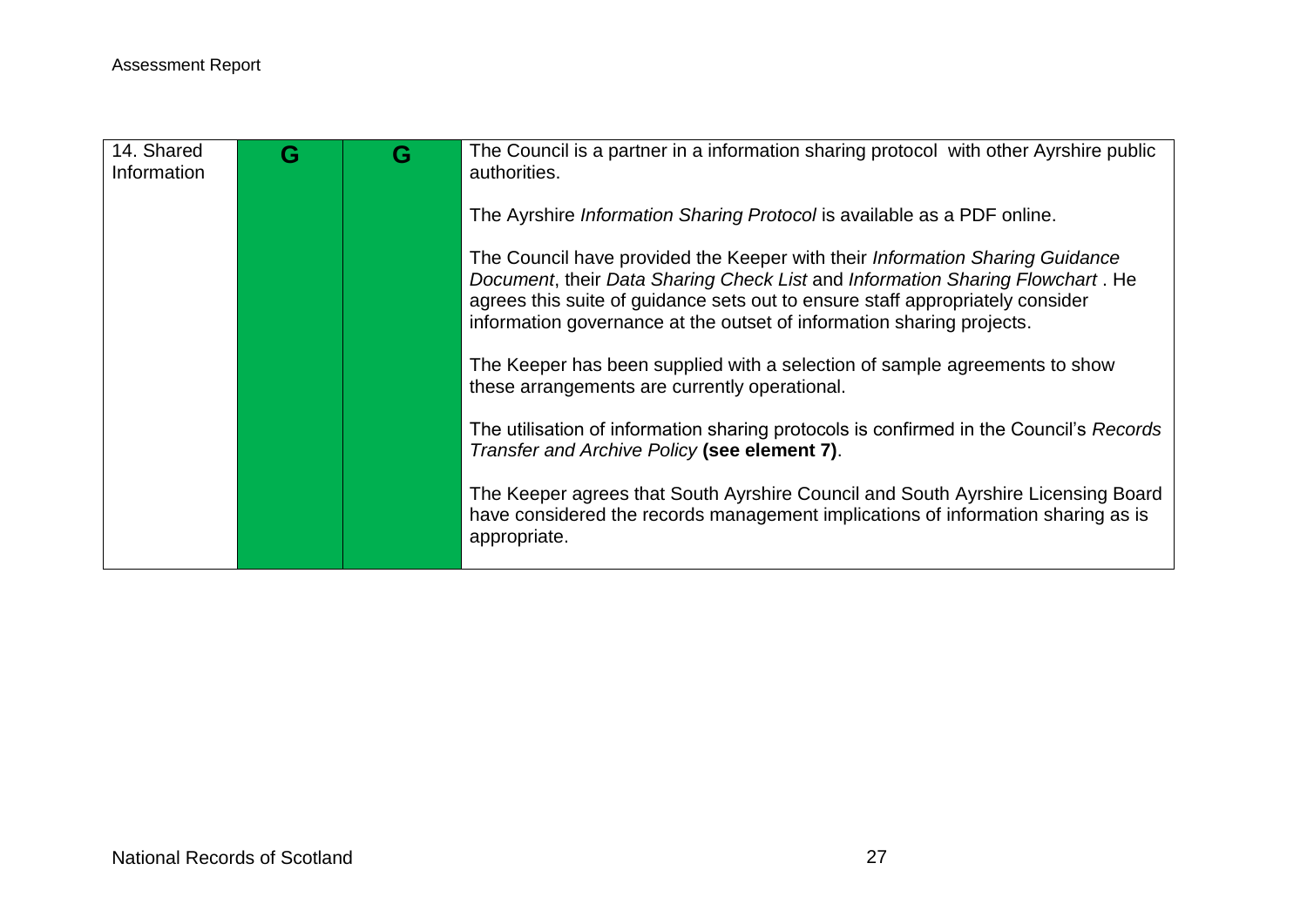| 14. Shared Information | G | G | The Council is a partner in a information sharing protocol with other Ayrshire public authorities.<br><br>The Ayrshire *Information Sharing Protocol* is available as a PDF online.<br><br>The Council have provided the Keeper with their *Information Sharing Guidance Document*, their *Data Sharing Check List* and *Information Sharing Flowchart* . He agrees this suite of guidance sets out to ensure staff appropriately consider information governance at the outset of information sharing projects.<br><br>The Keeper has been supplied with a selection of sample agreements to show these arrangements are currently operational.<br><br>The utilisation of information sharing protocols is confirmed in the Council's *Records Transfer and Archive Policy* **(see element 7)**.<br><br>The Keeper agrees that South Ayrshire Council and South Ayrshire Licensing Board have considered the records management implications of information sharing as is appropriate. |
|---|---|---|---|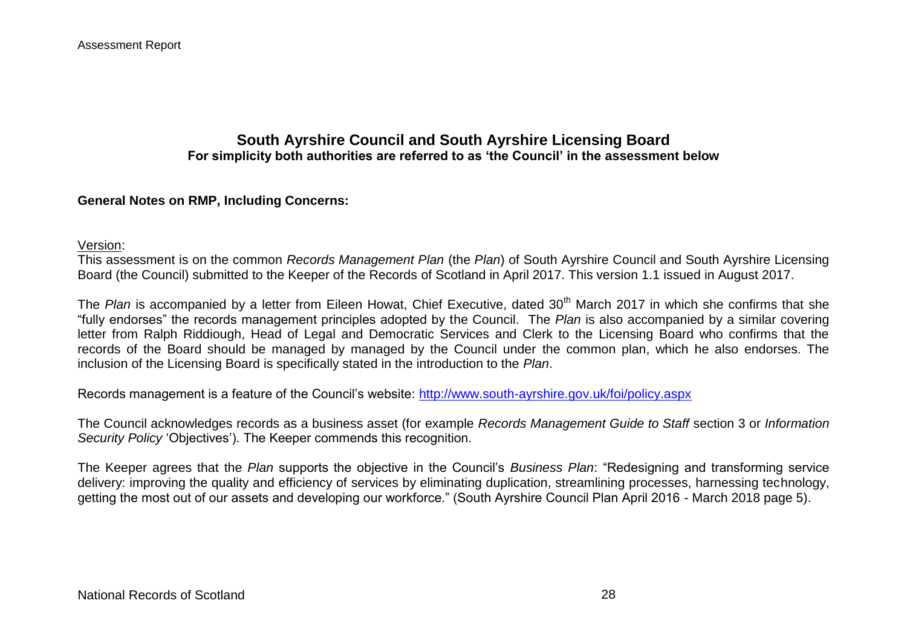## South Ayrshire Council and South Ayrshire Licensing Board

**For simplicity both authorities are referred to as 'the Council' in the assessment below**

**General Notes on RMP, Including Concerns:**

Version:

This assessment is on the common *Records Management Plan* (the *Plan*) of South Ayrshire Council and South Ayrshire Licensing Board (the Council) submitted to the Keeper of the Records of Scotland in April 2017. This version 1.1 issued in August 2017.

The *Plan* is accompanied by a letter from Eileen Howat, Chief Executive, dated 30th March 2017 in which she confirms that she "fully endorses" the records management principles adopted by the Council. The *Plan* is also accompanied by a similar covering letter from Ralph Riddiough, Head of Legal and Democratic Services and Clerk to the Licensing Board who confirms that the records of the Board should be managed by managed by the Council under the common plan, which he also endorses. The inclusion of the Licensing Board is specifically stated in the introduction to the *Plan*.

Records management is a feature of the Council's website: http://www.south-ayrshire.gov.uk/foi/policy.aspx

The Council acknowledges records as a business asset (for example *Records Management Guide to Staff* section 3 or *Information Security Policy* 'Objectives'). The Keeper commends this recognition.

The Keeper agrees that the *Plan* supports the objective in the Council's *Business Plan*: "Redesigning and transforming service delivery: improving the quality and efficiency of services by eliminating duplication, streamlining processes, harnessing technology, getting the most out of our assets and developing our workforce." (South Ayrshire Council Plan April 2016 - March 2018 page 5).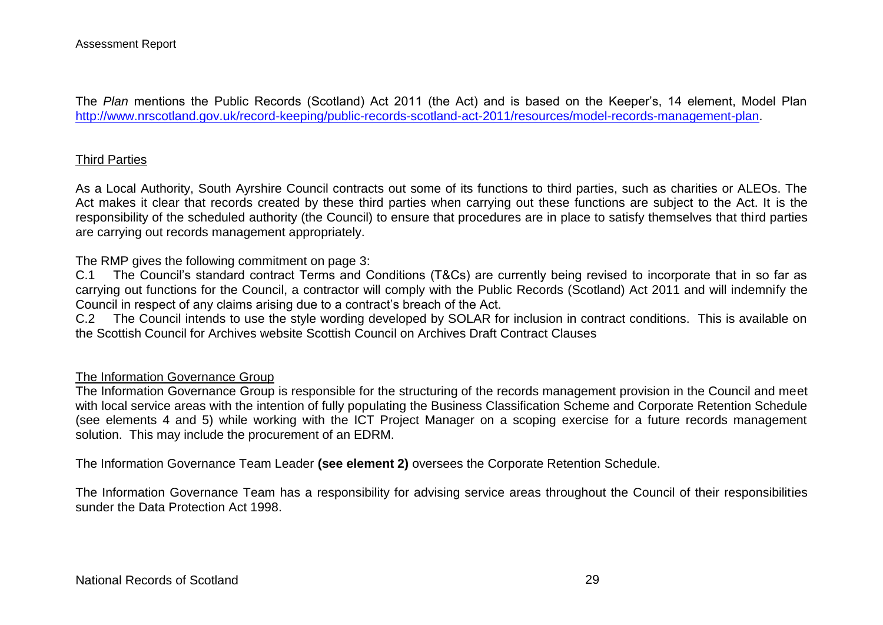The *Plan* mentions the Public Records (Scotland) Act 2011 (the Act) and is based on the Keeper's, 14 element, Model Plan http://www.nrscotland.gov.uk/record-keeping/public-records-scotland-act-2011/resources/model-records-management-plan.

Third Parties

As a Local Authority, South Ayrshire Council contracts out some of its functions to third parties, such as charities or ALEOs. The Act makes it clear that records created by these third parties when carrying out these functions are subject to the Act. It is the responsibility of the scheduled authority (the Council) to ensure that procedures are in place to satisfy themselves that third parties are carrying out records management appropriately.

The RMP gives the following commitment on page 3:

C.1 The Council's standard contract Terms and Conditions (T&Cs) are currently being revised to incorporate that in so far as carrying out functions for the Council, a contractor will comply with the Public Records (Scotland) Act 2011 and will indemnify the Council in respect of any claims arising due to a contract's breach of the Act.

C.2 The Council intends to use the style wording developed by SOLAR for inclusion in contract conditions. This is available on the Scottish Council for Archives website Scottish Council on Archives Draft Contract Clauses

The Information Governance Group

The Information Governance Group is responsible for the structuring of the records management provision in the Council and meet with local service areas with the intention of fully populating the Business Classification Scheme and Corporate Retention Schedule (see elements 4 and 5) while working with the ICT Project Manager on a scoping exercise for a future records management solution. This may include the procurement of an EDRM.

The Information Governance Team Leader **(see element 2)** oversees the Corporate Retention Schedule.

The Information Governance Team has a responsibility for advising service areas throughout the Council of their responsibilities sunder the Data Protection Act 1998.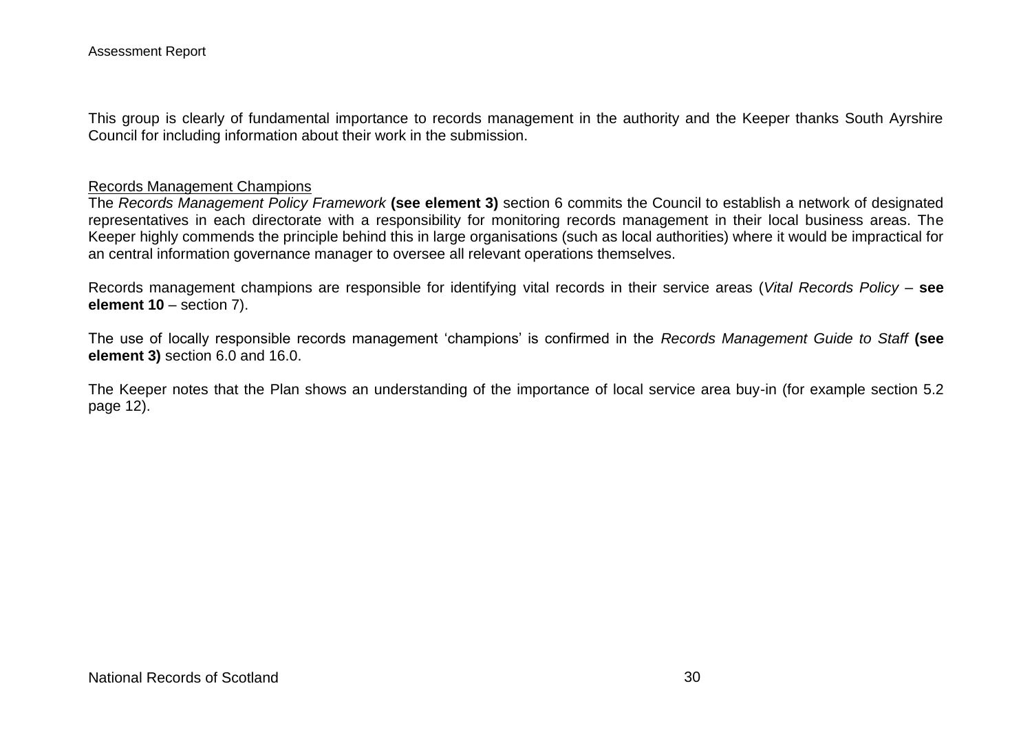This group is clearly of fundamental importance to records management in the authority and the Keeper thanks South Ayrshire Council for including information about their work in the submission.

Records Management Champions

The *Records Management Policy Framework* **(see element 3)** section 6 commits the Council to establish a network of designated representatives in each directorate with a responsibility for monitoring records management in their local business areas. The Keeper highly commends the principle behind this in large organisations (such as local authorities) where it would be impractical for an central information governance manager to oversee all relevant operations themselves.

Records management champions are responsible for identifying vital records in their service areas (*Vital Records Policy* – **see element 10** – section 7).

The use of locally responsible records management 'champions' is confirmed in the *Records Management Guide to Staff* **(see element 3)** section 6.0 and 16.0.

The Keeper notes that the Plan shows an understanding of the importance of local service area buy-in (for example section 5.2 page 12).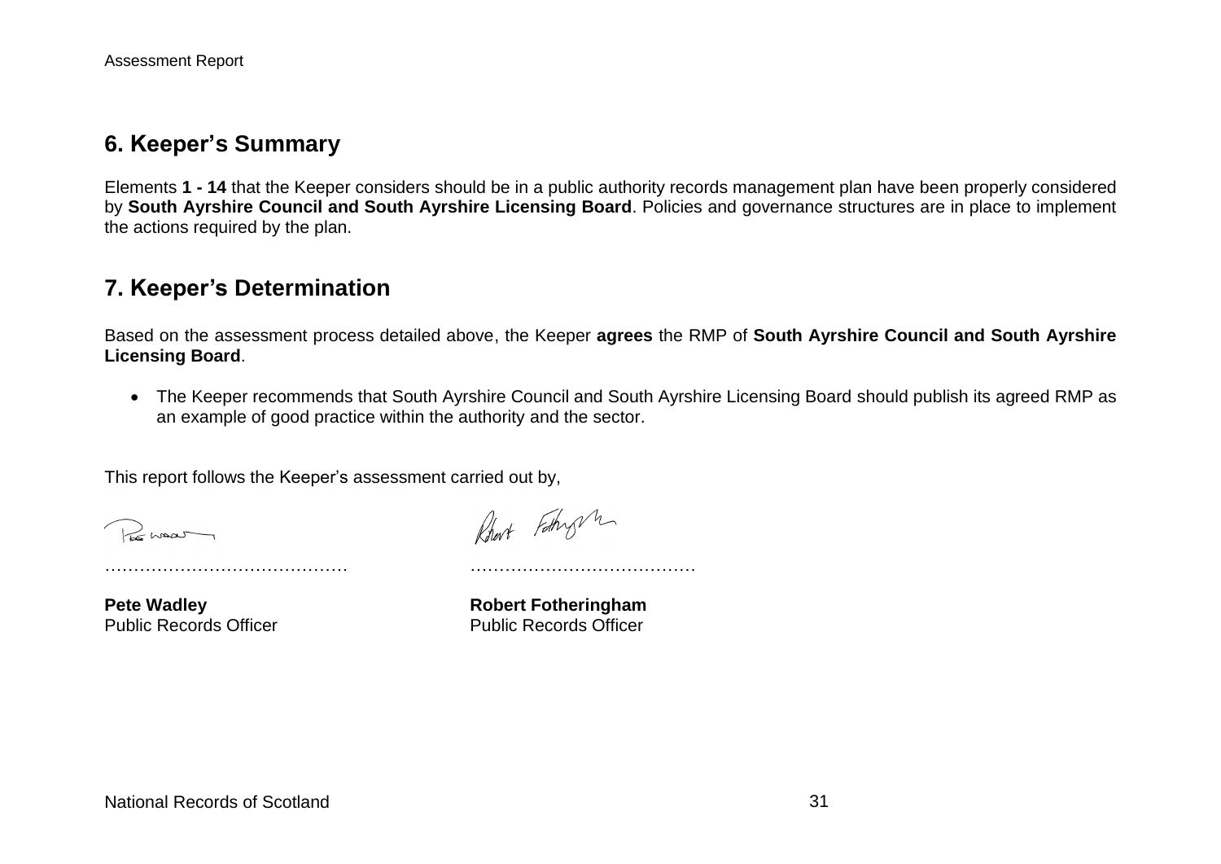## 6. Keeper's Summary

Elements **1 - 14** that the Keeper considers should be in a public authority records management plan have been properly considered by **South Ayrshire Council and South Ayrshire Licensing Board**. Policies and governance structures are in place to implement the actions required by the plan.

## 7. Keeper's Determination

Based on the assessment process detailed above, the Keeper **agrees** the RMP of **South Ayrshire Council and South Ayrshire Licensing Board**.

- The Keeper recommends that South Ayrshire Council and South Ayrshire Licensing Board should publish its agreed RMP as an example of good practice within the authority and the sector.

This report follows the Keeper's assessment carried out by,

| | |
|---|---|
| …………………………………… | ………………………………… |
| **Pete Wadley** | **Robert Fotheringham** |
| Public Records Officer | Public Records Officer |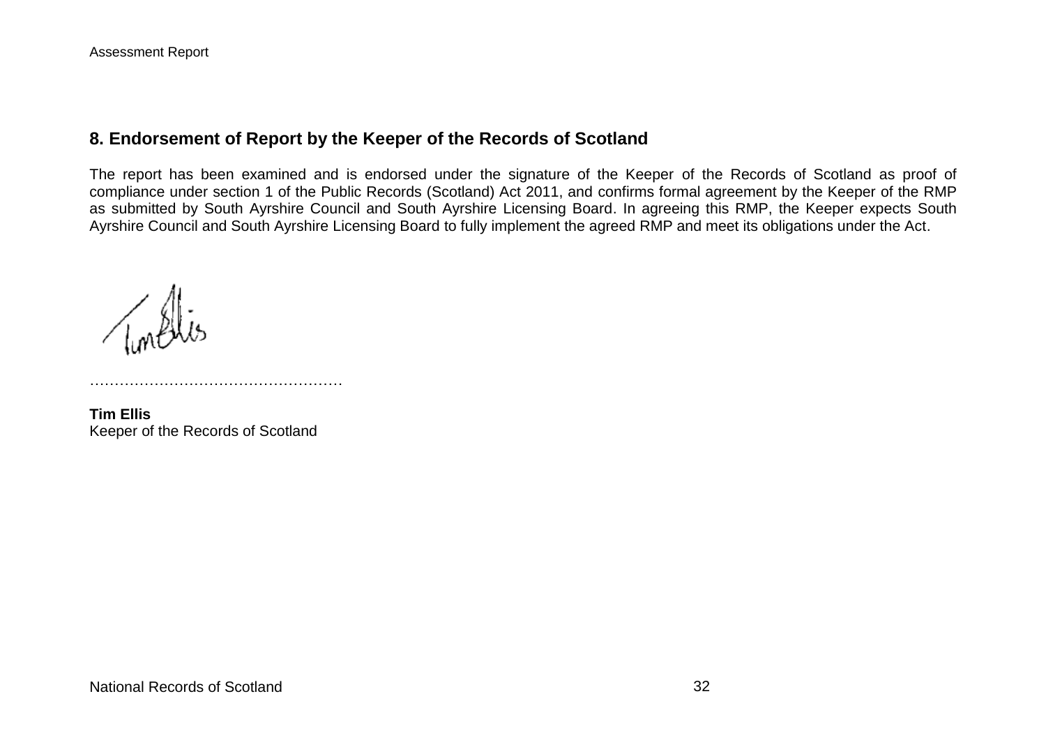## 8. Endorsement of Report by the Keeper of the Records of Scotland

The report has been examined and is endorsed under the signature of the Keeper of the Records of Scotland as proof of compliance under section 1 of the Public Records (Scotland) Act 2011, and confirms formal agreement by the Keeper of the RMP as submitted by South Ayrshire Council and South Ayrshire Licensing Board. In agreeing this RMP, the Keeper expects South Ayrshire Council and South Ayrshire Licensing Board to fully implement the agreed RMP and meet its obligations under the Act.

……………………………………………

**Tim Ellis**
Keeper of the Records of Scotland